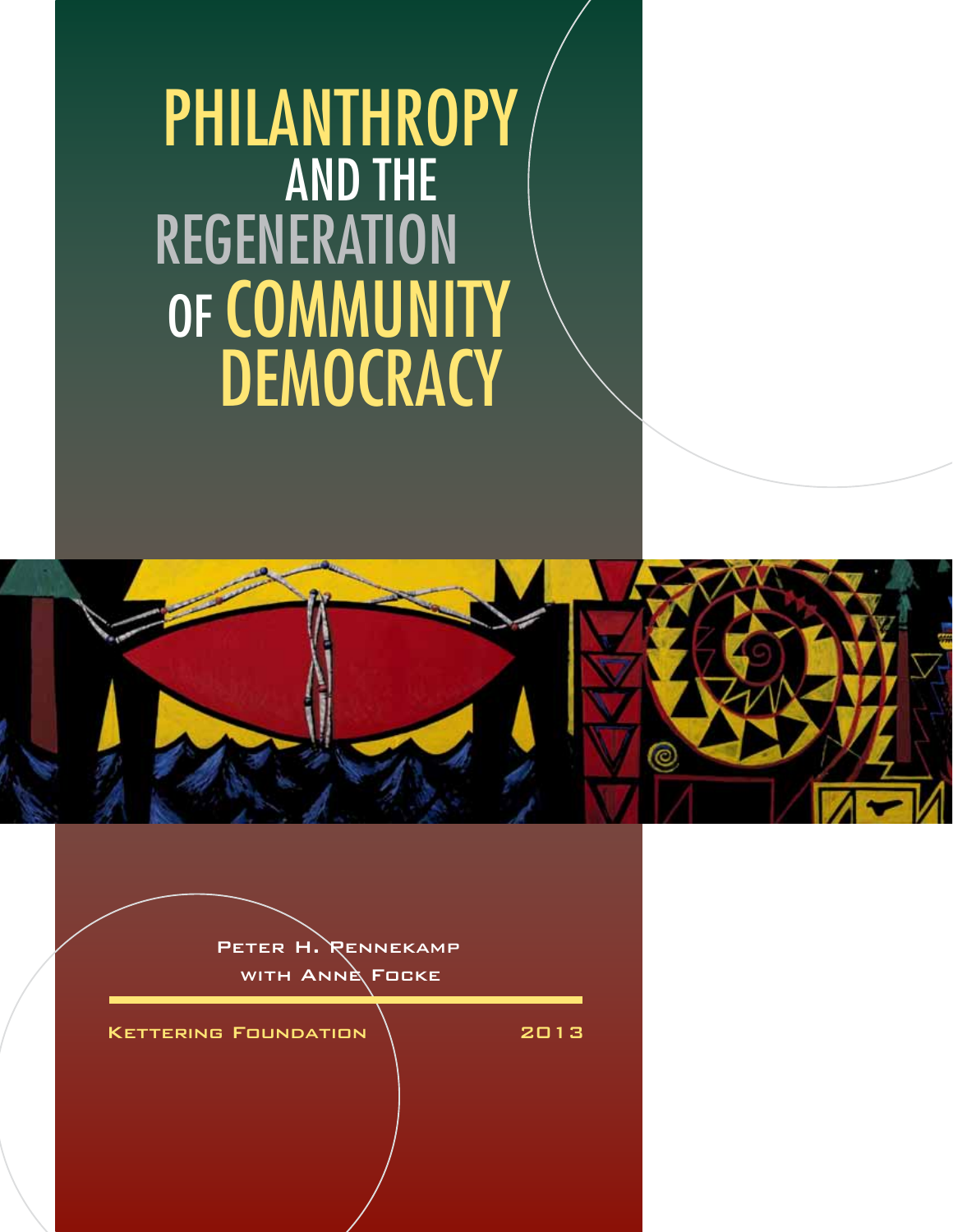# PHILANTHROPY AND THE REGENERATION OF COMMUNITY DEMOCRACY

Peter H. Pennekamp

with Anne Focke

Kettering Foundation 2013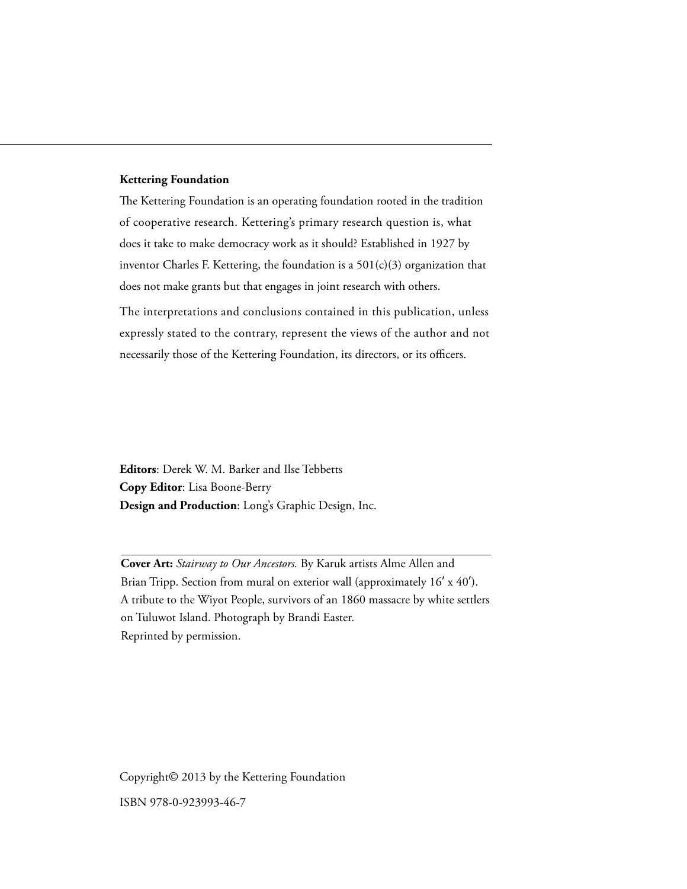**Kettering Foundation**

The Kettering Foundation is an operating foundation rooted in the tradition of cooperative research. Kettering's primary research question is, what does it take to make democracy work as it should? Established in 1927 by inventor Charles F. Kettering, the foundation is a 501(c)(3) organization that does not make grants but that engages in joint research with others.

The interpretations and conclusions contained in this publication, unless expressly stated to the contrary, represent the views of the author and not necessarily those of the Kettering Foundation, its directors, or its officers.

**Editors**: Derek W. M. Barker and Ilse Tebbetts
**Copy Editor**: Lisa Boone-Berry
**Design and Production**: Long's Graphic Design, Inc.

**Cover Art:** *Stairway to Our Ancestors.* By Karuk artists Alme Allen and Brian Tripp. Section from mural on exterior wall (approximately 16′ x 40′). A tribute to the Wiyot People, survivors of an 1860 massacre by white settlers on Tuluwot Island. Photograph by Brandi Easter.
Reprinted by permission.

Copyright© 2013 by the Kettering Foundation

ISBN 978-0-923993-46-7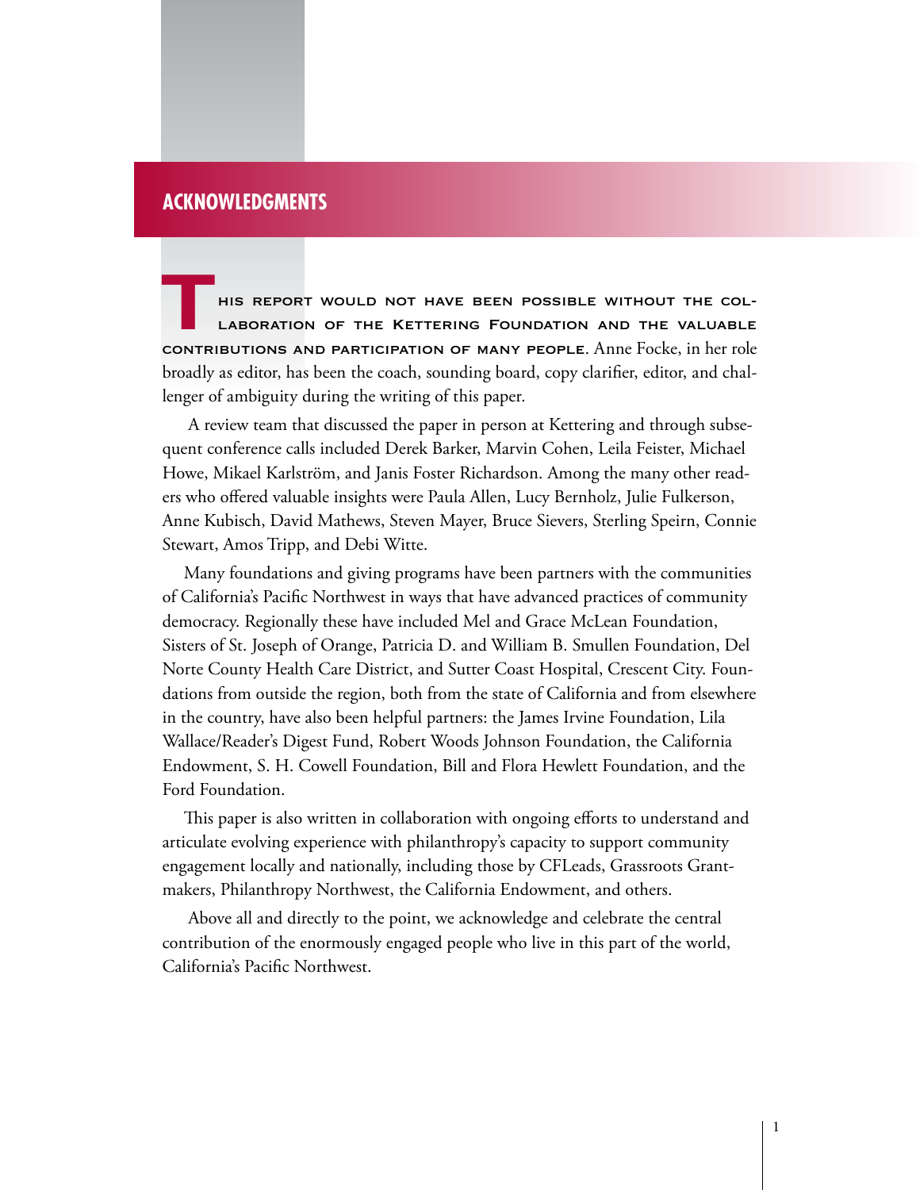# ACKNOWLEDGMENTS

**THIS REPORT WOULD NOT HAVE BEEN POSSIBLE WITHOUT THE COLLABORATION OF THE KETTERING FOUNDATION AND THE VALUABLE CONTRIBUTIONS AND PARTICIPATION OF MANY PEOPLE.** Anne Focke, in her role broadly as editor, has been the coach, sounding board, copy clarifier, editor, and challenger of ambiguity during the writing of this paper.

A review team that discussed the paper in person at Kettering and through subsequent conference calls included Derek Barker, Marvin Cohen, Leila Feister, Michael Howe, Mikael Karlström, and Janis Foster Richardson. Among the many other readers who offered valuable insights were Paula Allen, Lucy Bernholz, Julie Fulkerson, Anne Kubisch, David Mathews, Steven Mayer, Bruce Sievers, Sterling Speirn, Connie Stewart, Amos Tripp, and Debi Witte.

Many foundations and giving programs have been partners with the communities of California's Pacific Northwest in ways that have advanced practices of community democracy. Regionally these have included Mel and Grace McLean Foundation, Sisters of St. Joseph of Orange, Patricia D. and William B. Smullen Foundation, Del Norte County Health Care District, and Sutter Coast Hospital, Crescent City. Foundations from outside the region, both from the state of California and from elsewhere in the country, have also been helpful partners: the James Irvine Foundation, Lila Wallace/Reader's Digest Fund, Robert Woods Johnson Foundation, the California Endowment, S. H. Cowell Foundation, Bill and Flora Hewlett Foundation, and the Ford Foundation.

This paper is also written in collaboration with ongoing efforts to understand and articulate evolving experience with philanthropy's capacity to support community engagement locally and nationally, including those by CFLeads, Grassroots Grantmakers, Philanthropy Northwest, the California Endowment, and others.

Above all and directly to the point, we acknowledge and celebrate the central contribution of the enormously engaged people who live in this part of the world, California's Pacific Northwest.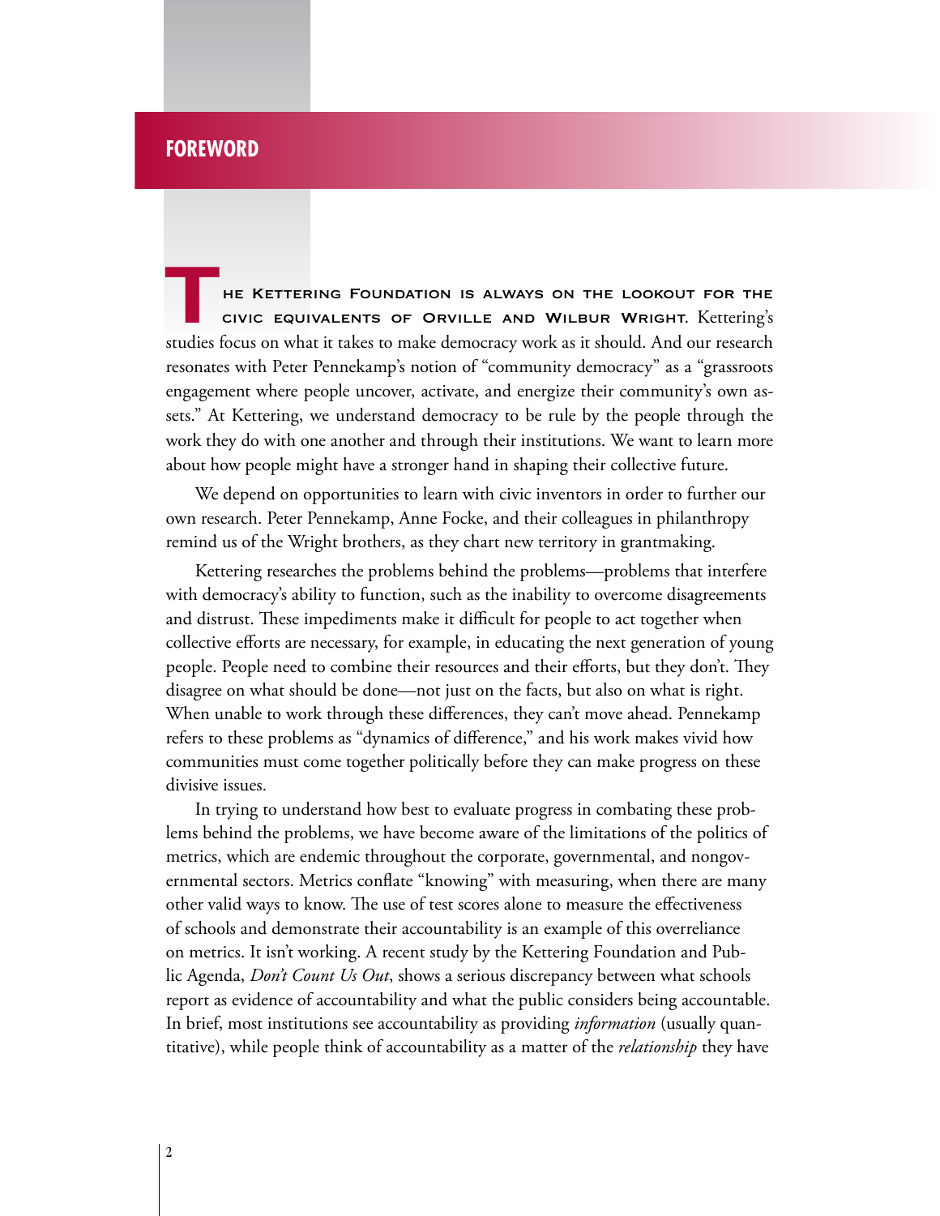# FOREWORD

The Kettering Foundation is always on the lookout for the civic equivalents of Orville and Wilbur Wright. Kettering's studies focus on what it takes to make democracy work as it should. And our research resonates with Peter Pennekamp's notion of "community democracy" as a "grassroots engagement where people uncover, activate, and energize their community's own assets." At Kettering, we understand democracy to be rule by the people through the work they do with one another and through their institutions. We want to learn more about how people might have a stronger hand in shaping their collective future.

We depend on opportunities to learn with civic inventors in order to further our own research. Peter Pennekamp, Anne Focke, and their colleagues in philanthropy remind us of the Wright brothers, as they chart new territory in grantmaking.

Kettering researches the problems behind the problems—problems that interfere with democracy's ability to function, such as the inability to overcome disagreements and distrust. These impediments make it difficult for people to act together when collective efforts are necessary, for example, in educating the next generation of young people. People need to combine their resources and their efforts, but they don't. They disagree on what should be done—not just on the facts, but also on what is right. When unable to work through these differences, they can't move ahead. Pennekamp refers to these problems as "dynamics of difference," and his work makes vivid how communities must come together politically before they can make progress on these divisive issues.

In trying to understand how best to evaluate progress in combating these problems behind the problems, we have become aware of the limitations of the politics of metrics, which are endemic throughout the corporate, governmental, and nongovernmental sectors. Metrics conflate "knowing" with measuring, when there are many other valid ways to know. The use of test scores alone to measure the effectiveness of schools and demonstrate their accountability is an example of this overreliance on metrics. It isn't working. A recent study by the Kettering Foundation and Public Agenda, *Don't Count Us Out*, shows a serious discrepancy between what schools report as evidence of accountability and what the public considers being accountable. In brief, most institutions see accountability as providing *information* (usually quantitative), while people think of accountability as a matter of the *relationship* they have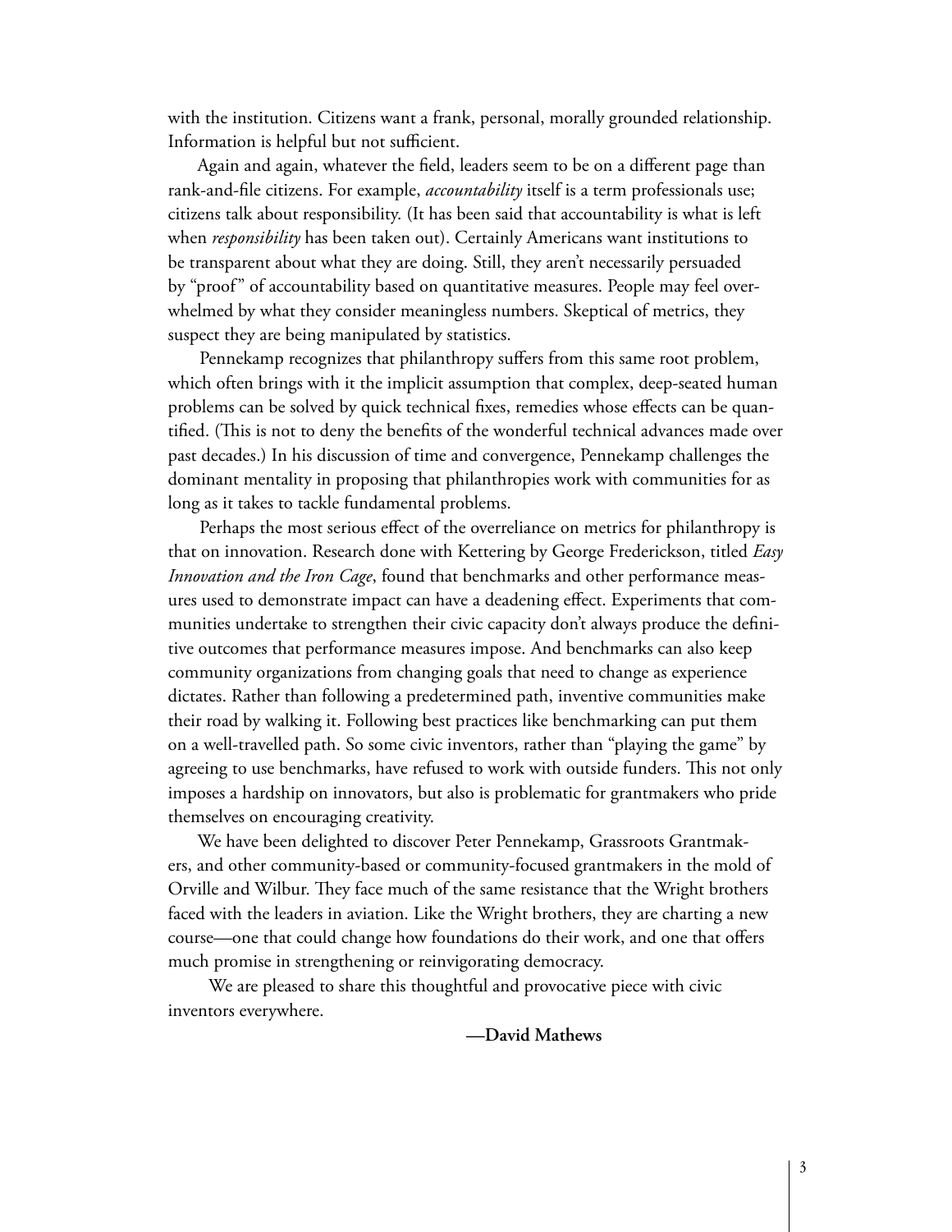with the institution. Citizens want a frank, personal, morally grounded relationship. Information is helpful but not sufficient.

Again and again, whatever the field, leaders seem to be on a different page than rank-and-file citizens. For example, *accountability* itself is a term professionals use; citizens talk about responsibility. (It has been said that accountability is what is left when *responsibility* has been taken out). Certainly Americans want institutions to be transparent about what they are doing. Still, they aren't necessarily persuaded by "proof" of accountability based on quantitative measures. People may feel overwhelmed by what they consider meaningless numbers. Skeptical of metrics, they suspect they are being manipulated by statistics.

Pennekamp recognizes that philanthropy suffers from this same root problem, which often brings with it the implicit assumption that complex, deep-seated human problems can be solved by quick technical fixes, remedies whose effects can be quantified. (This is not to deny the benefits of the wonderful technical advances made over past decades.) In his discussion of time and convergence, Pennekamp challenges the dominant mentality in proposing that philanthropies work with communities for as long as it takes to tackle fundamental problems.

Perhaps the most serious effect of the overreliance on metrics for philanthropy is that on innovation. Research done with Kettering by George Frederickson, titled *Easy Innovation and the Iron Cage*, found that benchmarks and other performance measures used to demonstrate impact can have a deadening effect. Experiments that communities undertake to strengthen their civic capacity don't always produce the definitive outcomes that performance measures impose. And benchmarks can also keep community organizations from changing goals that need to change as experience dictates. Rather than following a predetermined path, inventive communities make their road by walking it. Following best practices like benchmarking can put them on a well-travelled path. So some civic inventors, rather than "playing the game" by agreeing to use benchmarks, have refused to work with outside funders. This not only imposes a hardship on innovators, but also is problematic for grantmakers who pride themselves on encouraging creativity.

We have been delighted to discover Peter Pennekamp, Grassroots Grantmakers, and other community-based or community-focused grantmakers in the mold of Orville and Wilbur. They face much of the same resistance that the Wright brothers faced with the leaders in aviation. Like the Wright brothers, they are charting a new course—one that could change how foundations do their work, and one that offers much promise in strengthening or reinvigorating democracy.

We are pleased to share this thoughtful and provocative piece with civic inventors everywhere.

**—David Mathews**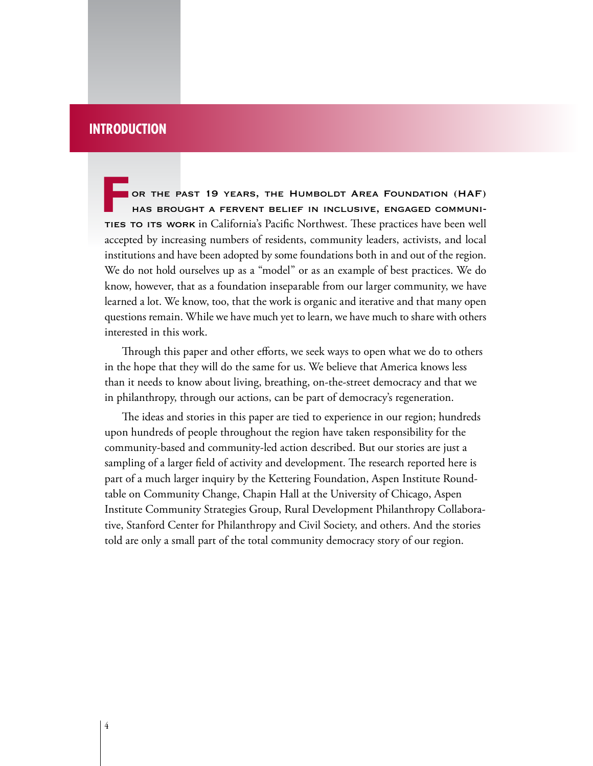# INTRODUCTION

**For the past 19 years, the Humboldt Area Foundation (HAF) has brought a fervent belief in inclusive, engaged communities to its work** in California's Pacific Northwest. These practices have been well accepted by increasing numbers of residents, community leaders, activists, and local institutions and have been adopted by some foundations both in and out of the region. We do not hold ourselves up as a "model" or as an example of best practices. We do know, however, that as a foundation inseparable from our larger community, we have learned a lot. We know, too, that the work is organic and iterative and that many open questions remain. While we have much yet to learn, we have much to share with others interested in this work.

Through this paper and other efforts, we seek ways to open what we do to others in the hope that they will do the same for us. We believe that America knows less than it needs to know about living, breathing, on-the-street democracy and that we in philanthropy, through our actions, can be part of democracy's regeneration.

The ideas and stories in this paper are tied to experience in our region; hundreds upon hundreds of people throughout the region have taken responsibility for the community-based and community-led action described. But our stories are just a sampling of a larger field of activity and development. The research reported here is part of a much larger inquiry by the Kettering Foundation, Aspen Institute Roundtable on Community Change, Chapin Hall at the University of Chicago, Aspen Institute Community Strategies Group, Rural Development Philanthropy Collaborative, Stanford Center for Philanthropy and Civil Society, and others. And the stories told are only a small part of the total community democracy story of our region.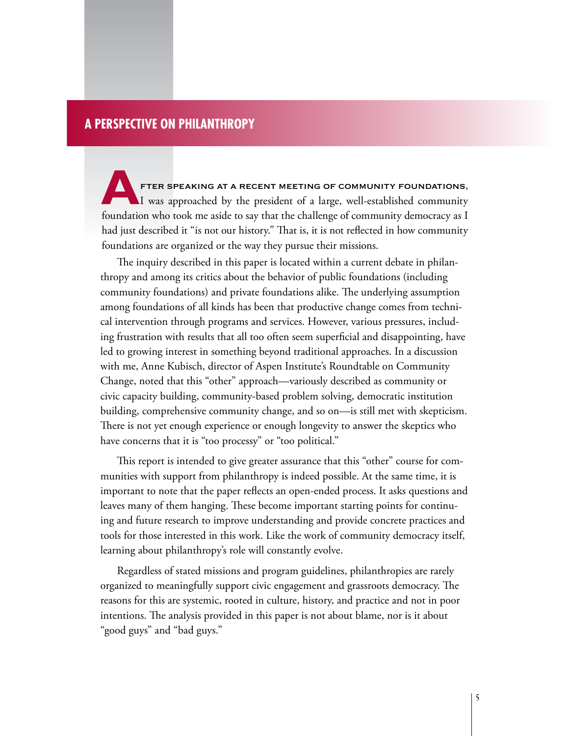# A PERSPECTIVE ON PHILANTHROPY

After speaking at a recent meeting of community foundations, I was approached by the president of a large, well-established community foundation who took me aside to say that the challenge of community democracy as I had just described it "is not our history." That is, it is not reflected in how community foundations are organized or the way they pursue their missions.

The inquiry described in this paper is located within a current debate in philanthropy and among its critics about the behavior of public foundations (including community foundations) and private foundations alike. The underlying assumption among foundations of all kinds has been that productive change comes from technical intervention through programs and services. However, various pressures, including frustration with results that all too often seem superficial and disappointing, have led to growing interest in something beyond traditional approaches. In a discussion with me, Anne Kubisch, director of Aspen Institute's Roundtable on Community Change, noted that this "other" approach—variously described as community or civic capacity building, community-based problem solving, democratic institution building, comprehensive community change, and so on—is still met with skepticism. There is not yet enough experience or enough longevity to answer the skeptics who have concerns that it is "too processy" or "too political."

This report is intended to give greater assurance that this "other" course for communities with support from philanthropy is indeed possible. At the same time, it is important to note that the paper reflects an open-ended process. It asks questions and leaves many of them hanging. These become important starting points for continuing and future research to improve understanding and provide concrete practices and tools for those interested in this work. Like the work of community democracy itself, learning about philanthropy's role will constantly evolve.

Regardless of stated missions and program guidelines, philanthropies are rarely organized to meaningfully support civic engagement and grassroots democracy. The reasons for this are systemic, rooted in culture, history, and practice and not in poor intentions. The analysis provided in this paper is not about blame, nor is it about "good guys" and "bad guys."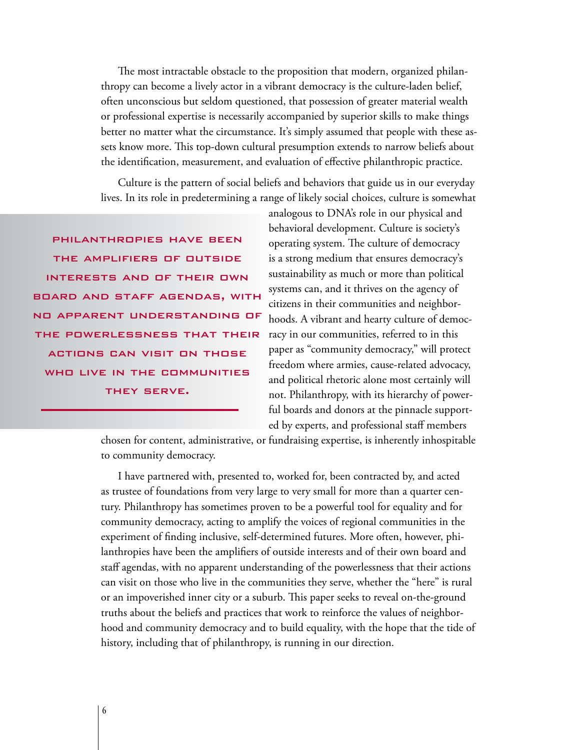The most intractable obstacle to the proposition that modern, organized philanthropy can become a lively actor in a vibrant democracy is the culture-laden belief, often unconscious but seldom questioned, that possession of greater material wealth or professional expertise is necessarily accompanied by superior skills to make things better no matter what the circumstance. It's simply assumed that people with these assets know more. This top-down cultural presumption extends to narrow beliefs about the identification, measurement, and evaluation of effective philanthropic practice.

Culture is the pattern of social beliefs and behaviors that guide us in our everyday lives. In its role in predetermining a range of likely social choices, culture is somewhat analogous to DNA's role in our physical and behavioral development. Culture is society's operating system. The culture of democracy is a strong medium that ensures democracy's sustainability as much or more than political systems can, and it thrives on the agency of citizens in their communities and neighborhoods. A vibrant and hearty culture of democracy in our communities, referred to in this paper as "community democracy," will protect freedom where armies, cause-related advocacy, and political rhetoric alone most certainly will not. Philanthropy, with its hierarchy of powerful boards and donors at the pinnacle supported by experts, and professional staff members chosen for content, administrative, or fundraising expertise, is inherently inhospitable to community democracy.

> **PHILANTHROPIES HAVE BEEN THE AMPLIFIERS OF OUTSIDE INTERESTS AND OF THEIR OWN BOARD AND STAFF AGENDAS, WITH NO APPARENT UNDERSTANDING OF THE POWERLESSNESS THAT THEIR ACTIONS CAN VISIT ON THOSE WHO LIVE IN THE COMMUNITIES THEY SERVE.**

I have partnered with, presented to, worked for, been contracted by, and acted as trustee of foundations from very large to very small for more than a quarter century. Philanthropy has sometimes proven to be a powerful tool for equality and for community democracy, acting to amplify the voices of regional communities in the experiment of finding inclusive, self-determined futures. More often, however, philanthropies have been the amplifiers of outside interests and of their own board and staff agendas, with no apparent understanding of the powerlessness that their actions can visit on those who live in the communities they serve, whether the "here" is rural or an impoverished inner city or a suburb. This paper seeks to reveal on-the-ground truths about the beliefs and practices that work to reinforce the values of neighborhood and community democracy and to build equality, with the hope that the tide of history, including that of philanthropy, is running in our direction.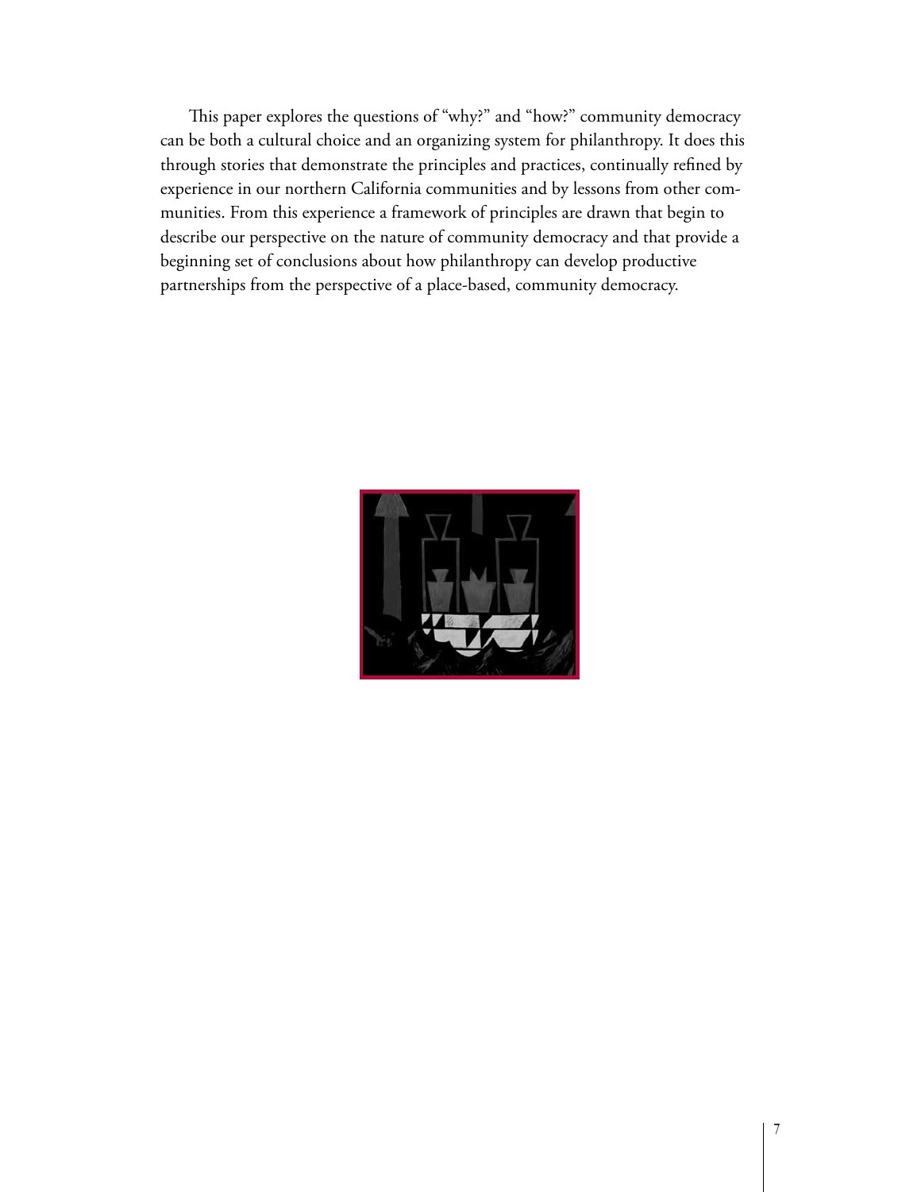This paper explores the questions of "why?" and "how?" community democracy can be both a cultural choice and an organizing system for philanthropy. It does this through stories that demonstrate the principles and practices, continually refined by experience in our northern California communities and by lessons from other communities. From this experience a framework of principles are drawn that begin to describe our perspective on the nature of community democracy and that provide a beginning set of conclusions about how philanthropy can develop productive partnerships from the perspective of a place-based, community democracy.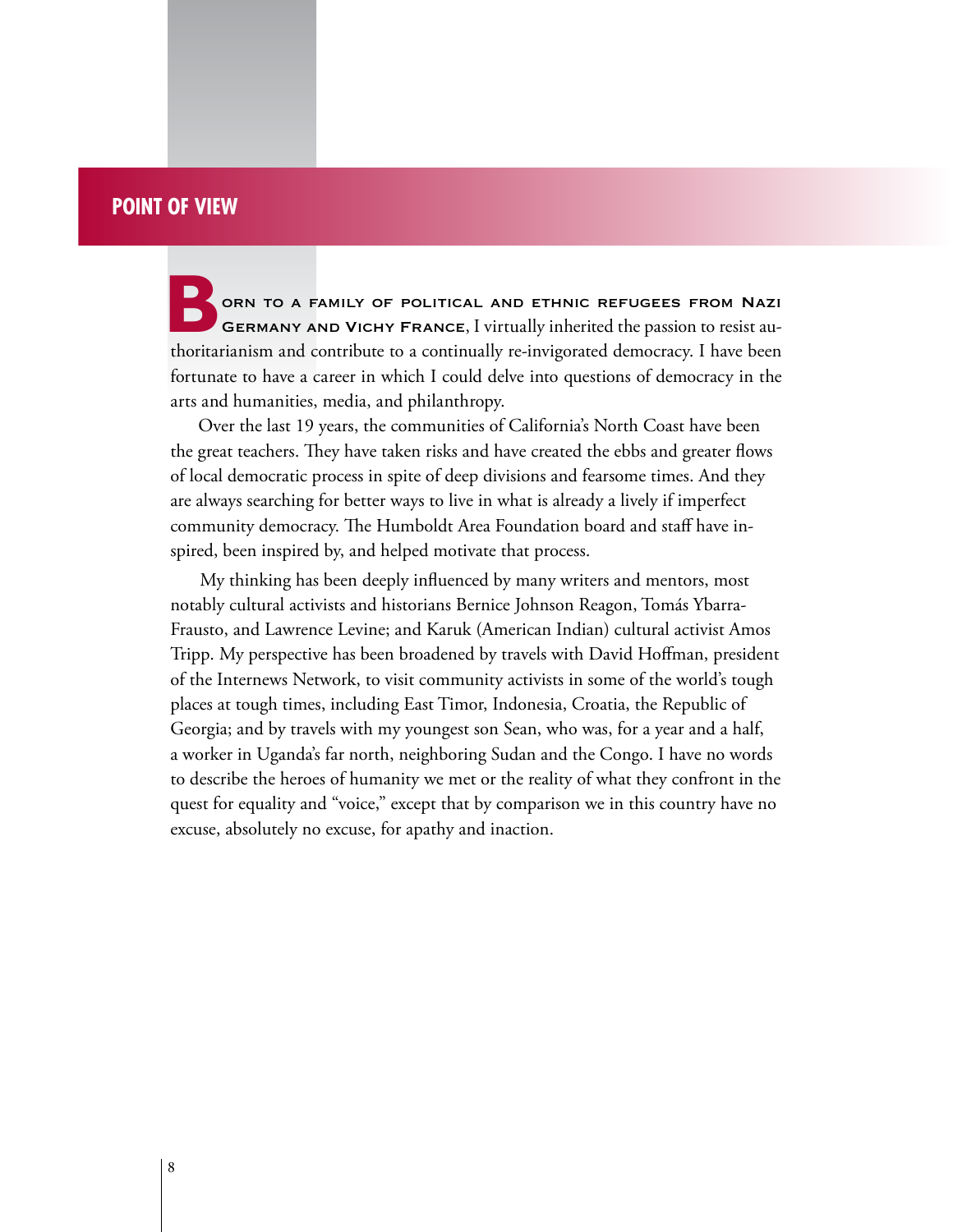## POINT OF VIEW

**Born to a family of political and ethnic refugees from Nazi Germany and Vichy France**, I virtually inherited the passion to resist authoritarianism and contribute to a continually re-invigorated democracy. I have been fortunate to have a career in which I could delve into questions of democracy in the arts and humanities, media, and philanthropy.

Over the last 19 years, the communities of California's North Coast have been the great teachers. They have taken risks and have created the ebbs and greater flows of local democratic process in spite of deep divisions and fearsome times. And they are always searching for better ways to live in what is already a lively if imperfect community democracy. The Humboldt Area Foundation board and staff have inspired, been inspired by, and helped motivate that process.

My thinking has been deeply influenced by many writers and mentors, most notably cultural activists and historians Bernice Johnson Reagon, Tomás Ybarra-Frausto, and Lawrence Levine; and Karuk (American Indian) cultural activist Amos Tripp. My perspective has been broadened by travels with David Hoffman, president of the Internews Network, to visit community activists in some of the world's tough places at tough times, including East Timor, Indonesia, Croatia, the Republic of Georgia; and by travels with my youngest son Sean, who was, for a year and a half, a worker in Uganda's far north, neighboring Sudan and the Congo. I have no words to describe the heroes of humanity we met or the reality of what they confront in the quest for equality and "voice," except that by comparison we in this country have no excuse, absolutely no excuse, for apathy and inaction.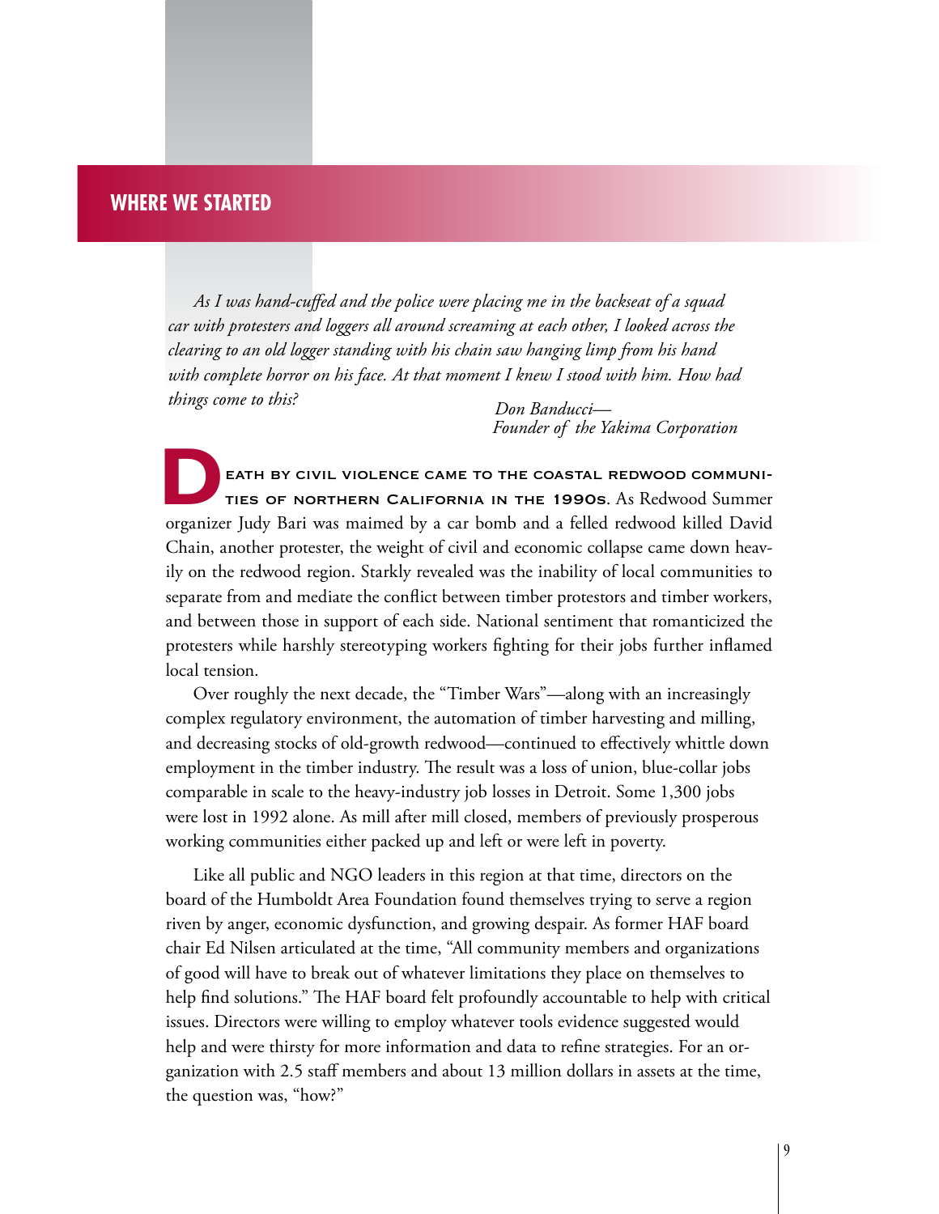## WHERE WE STARTED

*As I was hand-cuffed and the police were placing me in the backseat of a squad car with protesters and loggers all around screaming at each other, I looked across the clearing to an old logger standing with his chain saw hanging limp from his hand with complete horror on his face. At that moment I knew I stood with him. How had things come to this?*

*Don Banducci—*
*Founder of the Yakima Corporation*

DEATH BY CIVIL VIOLENCE CAME TO THE COASTAL REDWOOD COMMUNITIES OF NORTHERN CALIFORNIA IN THE 1990S. As Redwood Summer organizer Judy Bari was maimed by a car bomb and a felled redwood killed David Chain, another protester, the weight of civil and economic collapse came down heavily on the redwood region. Starkly revealed was the inability of local communities to separate from and mediate the conflict between timber protestors and timber workers, and between those in support of each side. National sentiment that romanticized the protesters while harshly stereotyping workers fighting for their jobs further inflamed local tension.

Over roughly the next decade, the "Timber Wars"—along with an increasingly complex regulatory environment, the automation of timber harvesting and milling, and decreasing stocks of old-growth redwood—continued to effectively whittle down employment in the timber industry. The result was a loss of union, blue-collar jobs comparable in scale to the heavy-industry job losses in Detroit. Some 1,300 jobs were lost in 1992 alone. As mill after mill closed, members of previously prosperous working communities either packed up and left or were left in poverty.

Like all public and NGO leaders in this region at that time, directors on the board of the Humboldt Area Foundation found themselves trying to serve a region riven by anger, economic dysfunction, and growing despair. As former HAF board chair Ed Nilsen articulated at the time, "All community members and organizations of good will have to break out of whatever limitations they place on themselves to help find solutions." The HAF board felt profoundly accountable to help with critical issues. Directors were willing to employ whatever tools evidence suggested would help and were thirsty for more information and data to refine strategies. For an organization with 2.5 staff members and about 13 million dollars in assets at the time, the question was, "how?"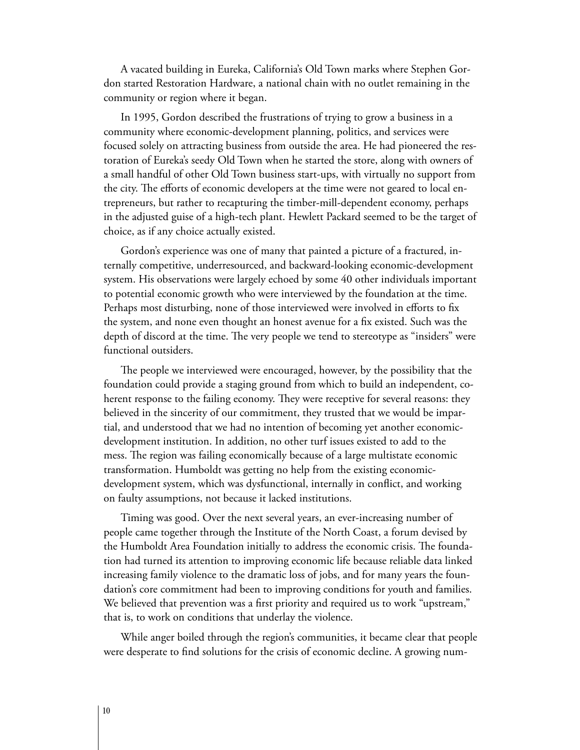A vacated building in Eureka, California's Old Town marks where Stephen Gordon started Restoration Hardware, a national chain with no outlet remaining in the community or region where it began.

In 1995, Gordon described the frustrations of trying to grow a business in a community where economic-development planning, politics, and services were focused solely on attracting business from outside the area. He had pioneered the restoration of Eureka's seedy Old Town when he started the store, along with owners of a small handful of other Old Town business start-ups, with virtually no support from the city. The efforts of economic developers at the time were not geared to local entrepreneurs, but rather to recapturing the timber-mill-dependent economy, perhaps in the adjusted guise of a high-tech plant. Hewlett Packard seemed to be the target of choice, as if any choice actually existed.

Gordon's experience was one of many that painted a picture of a fractured, internally competitive, underresourced, and backward-looking economic-development system. His observations were largely echoed by some 40 other individuals important to potential economic growth who were interviewed by the foundation at the time. Perhaps most disturbing, none of those interviewed were involved in efforts to fix the system, and none even thought an honest avenue for a fix existed. Such was the depth of discord at the time. The very people we tend to stereotype as "insiders" were functional outsiders.

The people we interviewed were encouraged, however, by the possibility that the foundation could provide a staging ground from which to build an independent, coherent response to the failing economy. They were receptive for several reasons: they believed in the sincerity of our commitment, they trusted that we would be impartial, and understood that we had no intention of becoming yet another economic-development institution. In addition, no other turf issues existed to add to the mess. The region was failing economically because of a large multistate economic transformation. Humboldt was getting no help from the existing economic-development system, which was dysfunctional, internally in conflict, and working on faulty assumptions, not because it lacked institutions.

Timing was good. Over the next several years, an ever-increasing number of people came together through the Institute of the North Coast, a forum devised by the Humboldt Area Foundation initially to address the economic crisis. The foundation had turned its attention to improving economic life because reliable data linked increasing family violence to the dramatic loss of jobs, and for many years the foundation's core commitment had been to improving conditions for youth and families. We believed that prevention was a first priority and required us to work "upstream," that is, to work on conditions that underlay the violence.

While anger boiled through the region's communities, it became clear that people were desperate to find solutions for the crisis of economic decline. A growing num-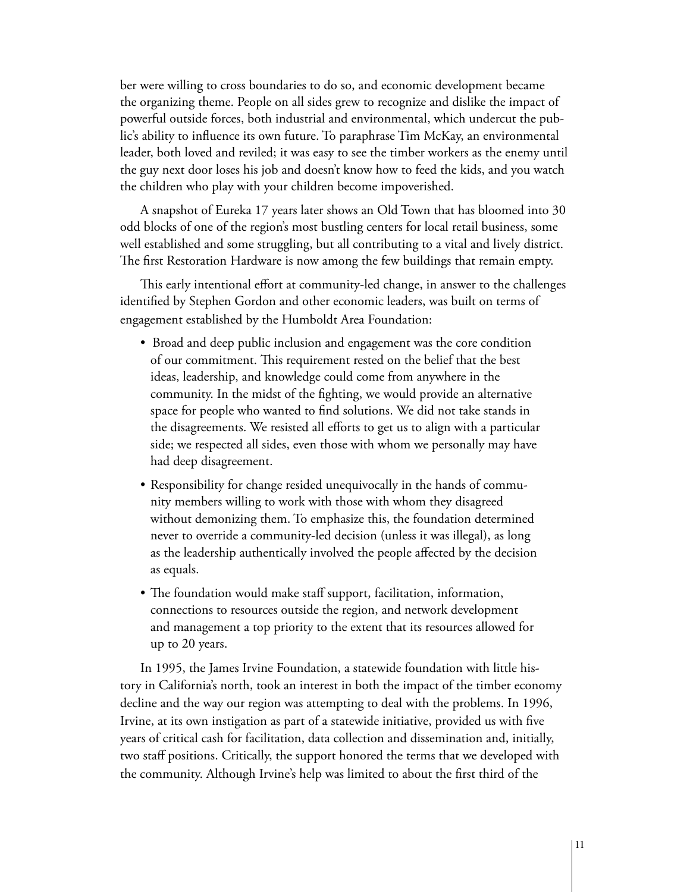ber were willing to cross boundaries to do so, and economic development became the organizing theme. People on all sides grew to recognize and dislike the impact of powerful outside forces, both industrial and environmental, which undercut the public's ability to influence its own future. To paraphrase Tim McKay, an environmental leader, both loved and reviled; it was easy to see the timber workers as the enemy until the guy next door loses his job and doesn't know how to feed the kids, and you watch the children who play with your children become impoverished.

A snapshot of Eureka 17 years later shows an Old Town that has bloomed into 30 odd blocks of one of the region's most bustling centers for local retail business, some well established and some struggling, but all contributing to a vital and lively district. The first Restoration Hardware is now among the few buildings that remain empty.

This early intentional effort at community-led change, in answer to the challenges identified by Stephen Gordon and other economic leaders, was built on terms of engagement established by the Humboldt Area Foundation:

- Broad and deep public inclusion and engagement was the core condition of our commitment. This requirement rested on the belief that the best ideas, leadership, and knowledge could come from anywhere in the community. In the midst of the fighting, we would provide an alternative space for people who wanted to find solutions. We did not take stands in the disagreements. We resisted all efforts to get us to align with a particular side; we respected all sides, even those with whom we personally may have had deep disagreement.
- Responsibility for change resided unequivocally in the hands of community members willing to work with those with whom they disagreed without demonizing them. To emphasize this, the foundation determined never to override a community-led decision (unless it was illegal), as long as the leadership authentically involved the people affected by the decision as equals.
- The foundation would make staff support, facilitation, information, connections to resources outside the region, and network development and management a top priority to the extent that its resources allowed for up to 20 years.

In 1995, the James Irvine Foundation, a statewide foundation with little history in California's north, took an interest in both the impact of the timber economy decline and the way our region was attempting to deal with the problems. In 1996, Irvine, at its own instigation as part of a statewide initiative, provided us with five years of critical cash for facilitation, data collection and dissemination and, initially, two staff positions. Critically, the support honored the terms that we developed with the community. Although Irvine's help was limited to about the first third of the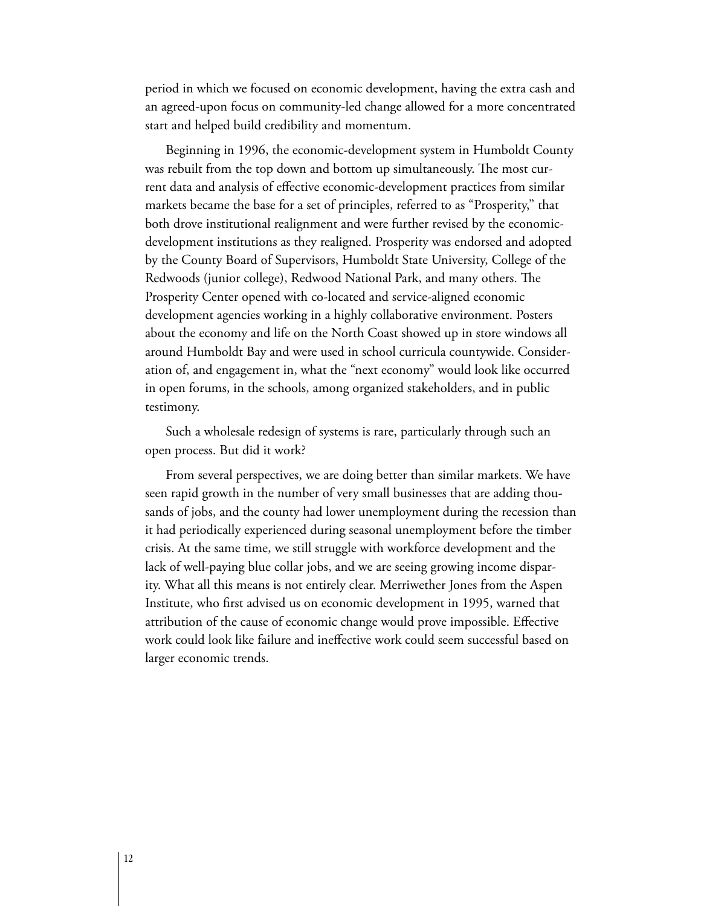period in which we focused on economic development, having the extra cash and an agreed-upon focus on community-led change allowed for a more concentrated start and helped build credibility and momentum.

Beginning in 1996, the economic-development system in Humboldt County was rebuilt from the top down and bottom up simultaneously. The most current data and analysis of effective economic-development practices from similar markets became the base for a set of principles, referred to as "Prosperity," that both drove institutional realignment and were further revised by the economic-development institutions as they realigned. Prosperity was endorsed and adopted by the County Board of Supervisors, Humboldt State University, College of the Redwoods (junior college), Redwood National Park, and many others. The Prosperity Center opened with co-located and service-aligned economic development agencies working in a highly collaborative environment. Posters about the economy and life on the North Coast showed up in store windows all around Humboldt Bay and were used in school curricula countywide. Consideration of, and engagement in, what the "next economy" would look like occurred in open forums, in the schools, among organized stakeholders, and in public testimony.

Such a wholesale redesign of systems is rare, particularly through such an open process. But did it work?

From several perspectives, we are doing better than similar markets. We have seen rapid growth in the number of very small businesses that are adding thousands of jobs, and the county had lower unemployment during the recession than it had periodically experienced during seasonal unemployment before the timber crisis. At the same time, we still struggle with workforce development and the lack of well-paying blue collar jobs, and we are seeing growing income disparity. What all this means is not entirely clear. Merriwether Jones from the Aspen Institute, who first advised us on economic development in 1995, warned that attribution of the cause of economic change would prove impossible. Effective work could look like failure and ineffective work could seem successful based on larger economic trends.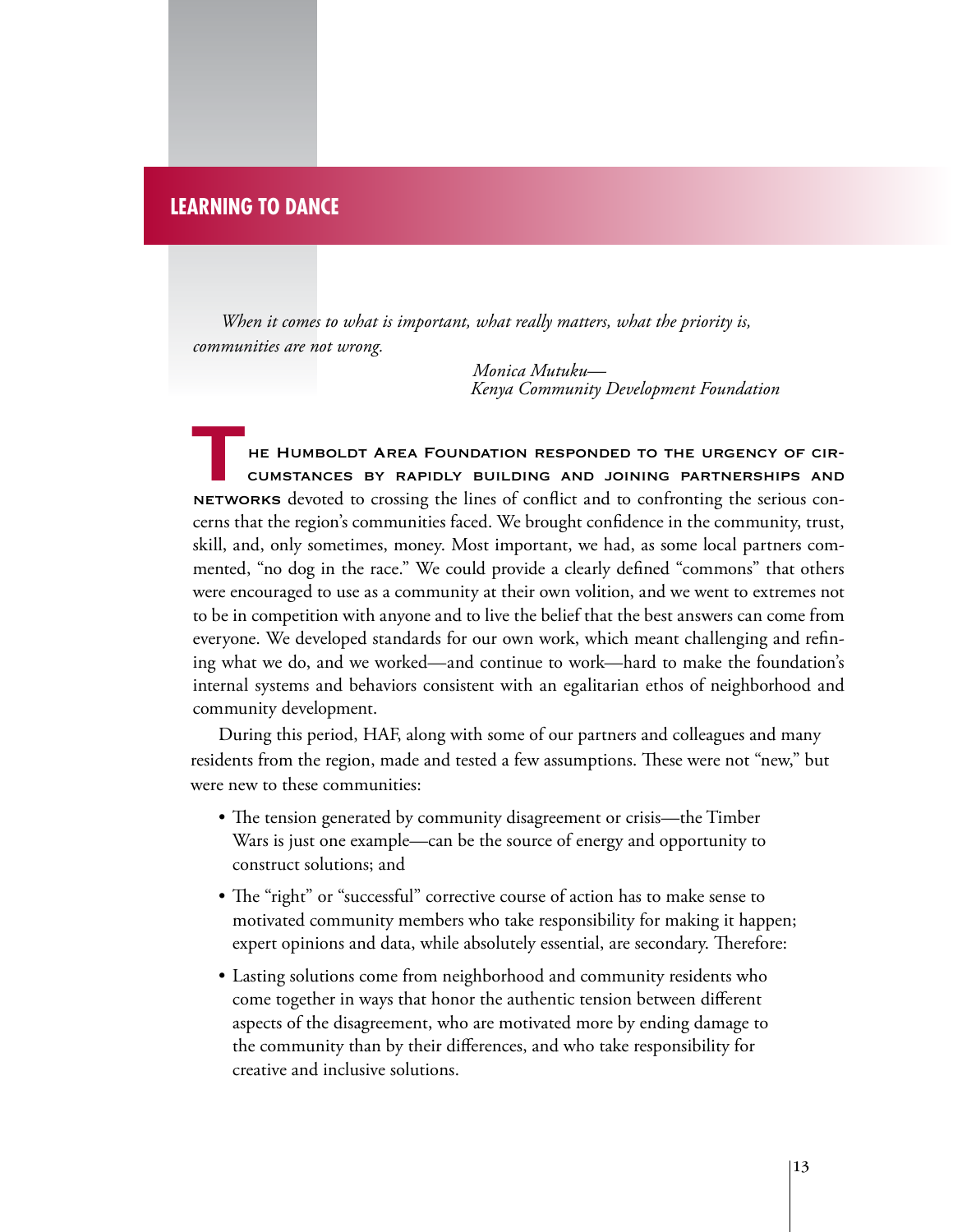## LEARNING TO DANCE

*When it comes to what is important, what really matters, what the priority is, communities are not wrong.*

*Monica Mutuku—*
*Kenya Community Development Foundation*

The Humboldt Area Foundation responded to the urgency of circumstances by rapidly building and joining partnerships and networks devoted to crossing the lines of conflict and to confronting the serious concerns that the region's communities faced. We brought confidence in the community, trust, skill, and, only sometimes, money. Most important, we had, as some local partners commented, "no dog in the race." We could provide a clearly defined "commons" that others were encouraged to use as a community at their own volition, and we went to extremes not to be in competition with anyone and to live the belief that the best answers can come from everyone. We developed standards for our own work, which meant challenging and refining what we do, and we worked—and continue to work—hard to make the foundation's internal systems and behaviors consistent with an egalitarian ethos of neighborhood and community development.

During this period, HAF, along with some of our partners and colleagues and many residents from the region, made and tested a few assumptions. These were not "new," but were new to these communities:

- The tension generated by community disagreement or crisis—the Timber Wars is just one example—can be the source of energy and opportunity to construct solutions; and
- The "right" or "successful" corrective course of action has to make sense to motivated community members who take responsibility for making it happen; expert opinions and data, while absolutely essential, are secondary. Therefore:
- Lasting solutions come from neighborhood and community residents who come together in ways that honor the authentic tension between different aspects of the disagreement, who are motivated more by ending damage to the community than by their differences, and who take responsibility for creative and inclusive solutions.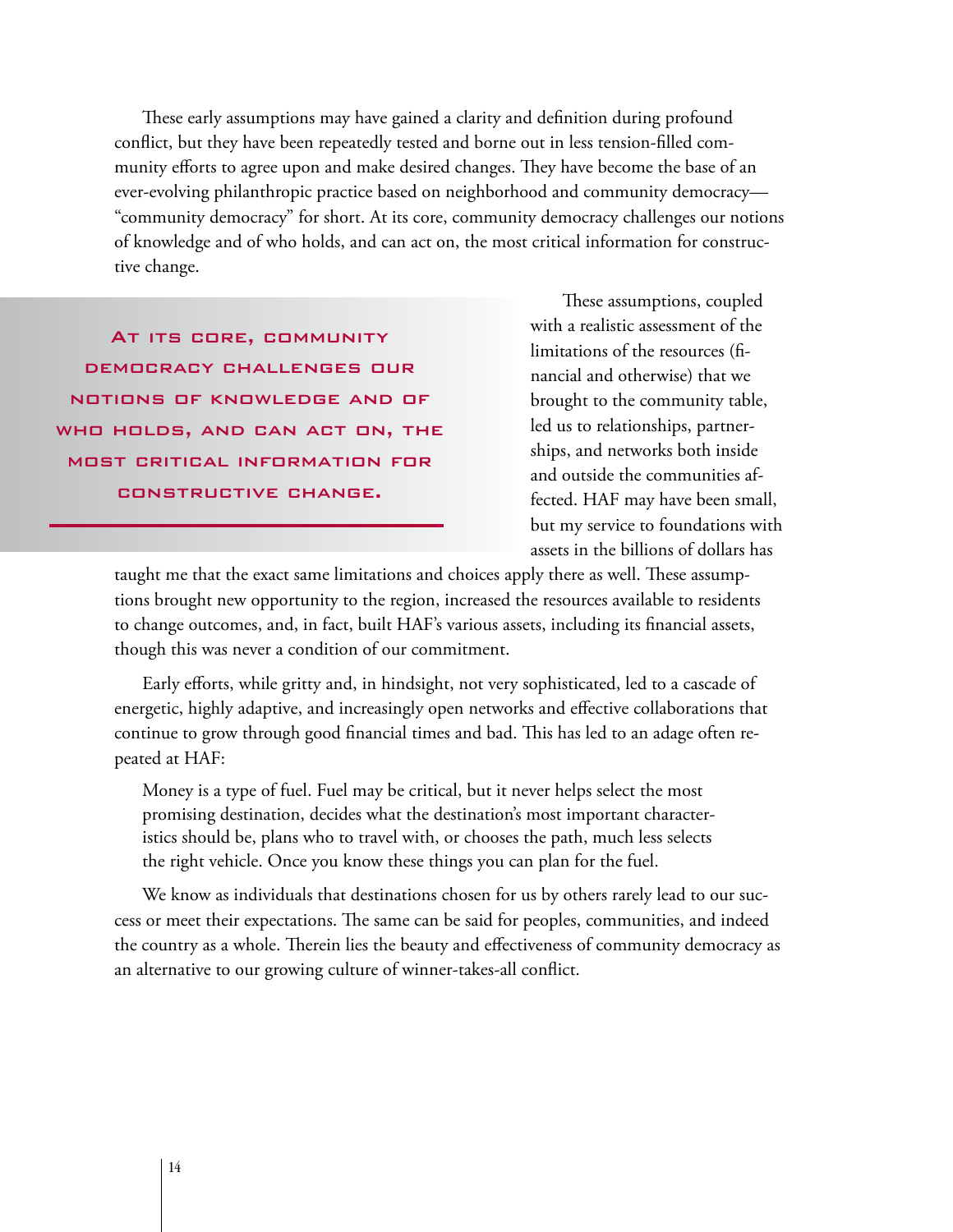These early assumptions may have gained a clarity and definition during profound conflict, but they have been repeatedly tested and borne out in less tension-filled community efforts to agree upon and make desired changes. They have become the base of an ever-evolving philanthropic practice based on neighborhood and community democracy—"community democracy" for short. At its core, community democracy challenges our notions of knowledge and of who holds, and can act on, the most critical information for constructive change.

> **AT ITS CORE, COMMUNITY DEMOCRACY CHALLENGES OUR NOTIONS OF KNOWLEDGE AND OF WHO HOLDS, AND CAN ACT ON, THE MOST CRITICAL INFORMATION FOR CONSTRUCTIVE CHANGE.**

These assumptions, coupled with a realistic assessment of the limitations of the resources (financial and otherwise) that we brought to the community table, led us to relationships, partnerships, and networks both inside and outside the communities affected. HAF may have been small, but my service to foundations with assets in the billions of dollars has taught me that the exact same limitations and choices apply there as well. These assumptions brought new opportunity to the region, increased the resources available to residents to change outcomes, and, in fact, built HAF's various assets, including its financial assets, though this was never a condition of our commitment.

Early efforts, while gritty and, in hindsight, not very sophisticated, led to a cascade of energetic, highly adaptive, and increasingly open networks and effective collaborations that continue to grow through good financial times and bad. This has led to an adage often repeated at HAF:

> Money is a type of fuel. Fuel may be critical, but it never helps select the most promising destination, decides what the destination's most important characteristics should be, plans who to travel with, or chooses the path, much less selects the right vehicle. Once you know these things you can plan for the fuel.

We know as individuals that destinations chosen for us by others rarely lead to our success or meet their expectations. The same can be said for peoples, communities, and indeed the country as a whole. Therein lies the beauty and effectiveness of community democracy as an alternative to our growing culture of winner-takes-all conflict.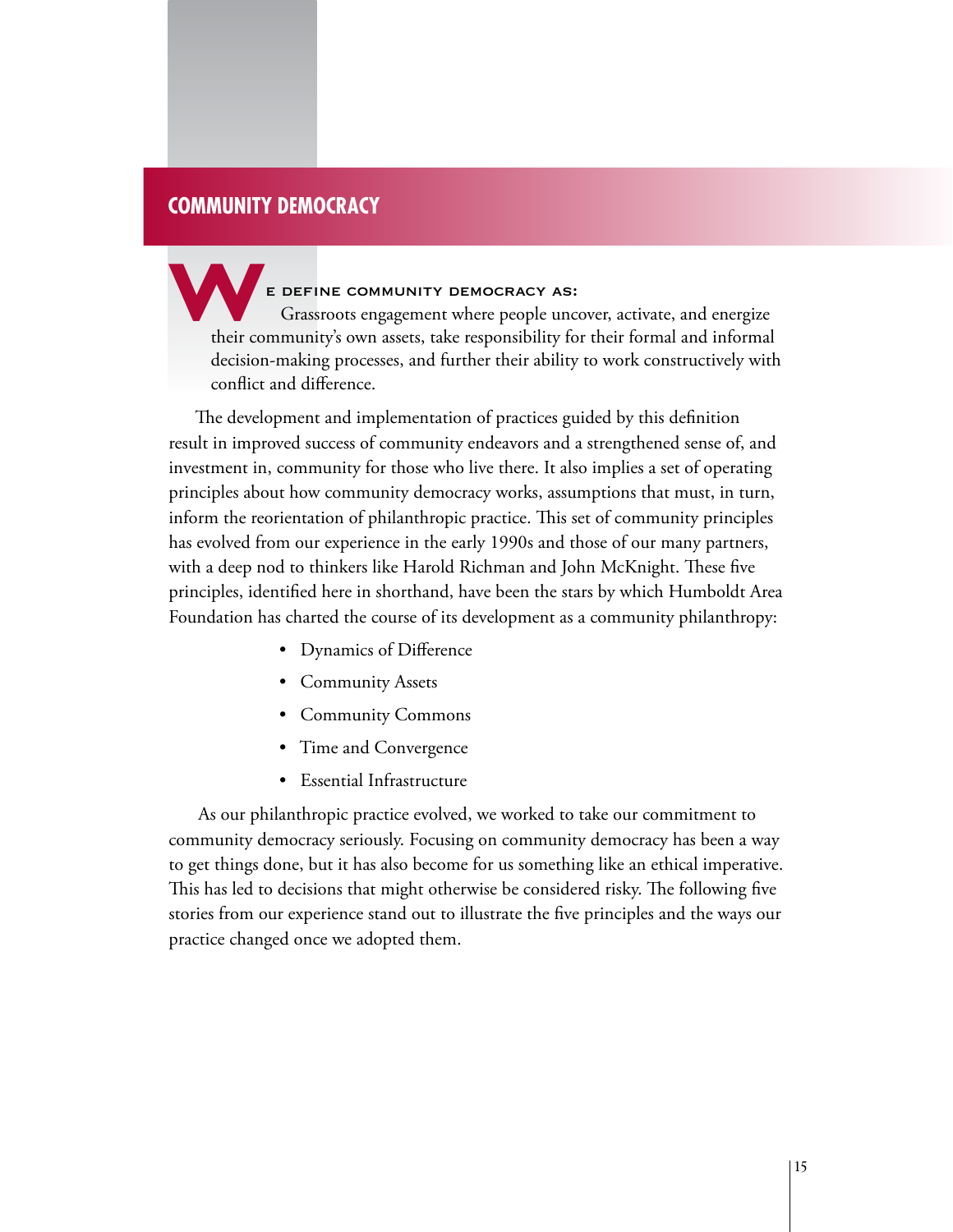## COMMUNITY DEMOCRACY

We define community democracy as:

Grassroots engagement where people uncover, activate, and energize their community's own assets, take responsibility for their formal and informal decision-making processes, and further their ability to work constructively with conflict and difference.

The development and implementation of practices guided by this definition result in improved success of community endeavors and a strengthened sense of, and investment in, community for those who live there. It also implies a set of operating principles about how community democracy works, assumptions that must, in turn, inform the reorientation of philanthropic practice. This set of community principles has evolved from our experience in the early 1990s and those of our many partners, with a deep nod to thinkers like Harold Richman and John McKnight. These five principles, identified here in shorthand, have been the stars by which Humboldt Area Foundation has charted the course of its development as a community philanthropy:

- Dynamics of Difference
- Community Assets
- Community Commons
- Time and Convergence
- Essential Infrastructure

As our philanthropic practice evolved, we worked to take our commitment to community democracy seriously. Focusing on community democracy has been a way to get things done, but it has also become for us something like an ethical imperative. This has led to decisions that might otherwise be considered risky. The following five stories from our experience stand out to illustrate the five principles and the ways our practice changed once we adopted them.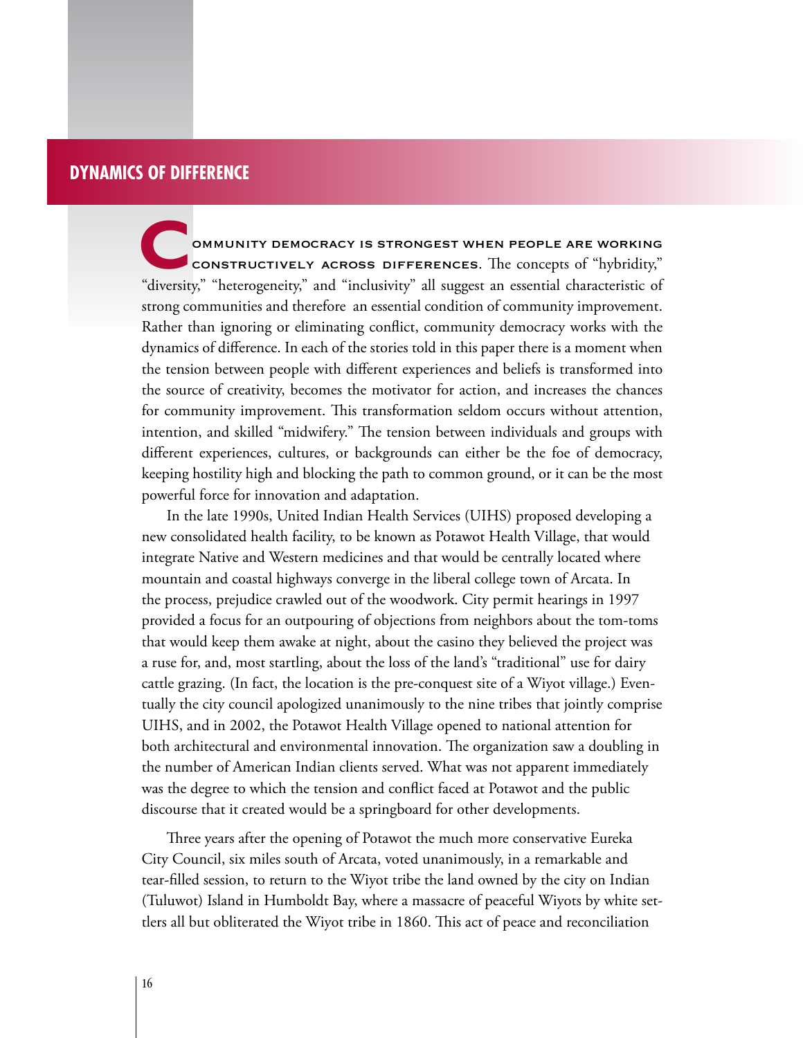## DYNAMICS OF DIFFERENCE

COMMUNITY DEMOCRACY IS STRONGEST WHEN PEOPLE ARE WORKING CONSTRUCTIVELY ACROSS DIFFERENCES. The concepts of "hybridity," "diversity," "heterogeneity," and "inclusivity" all suggest an essential characteristic of strong communities and therefore an essential condition of community improvement. Rather than ignoring or eliminating conflict, community democracy works with the dynamics of difference. In each of the stories told in this paper there is a moment when the tension between people with different experiences and beliefs is transformed into the source of creativity, becomes the motivator for action, and increases the chances for community improvement. This transformation seldom occurs without attention, intention, and skilled "midwifery." The tension between individuals and groups with different experiences, cultures, or backgrounds can either be the foe of democracy, keeping hostility high and blocking the path to common ground, or it can be the most powerful force for innovation and adaptation.

In the late 1990s, United Indian Health Services (UIHS) proposed developing a new consolidated health facility, to be known as Potawot Health Village, that would integrate Native and Western medicines and that would be centrally located where mountain and coastal highways converge in the liberal college town of Arcata. In the process, prejudice crawled out of the woodwork. City permit hearings in 1997 provided a focus for an outpouring of objections from neighbors about the tom-toms that would keep them awake at night, about the casino they believed the project was a ruse for, and, most startling, about the loss of the land's "traditional" use for dairy cattle grazing. (In fact, the location is the pre-conquest site of a Wiyot village.) Eventually the city council apologized unanimously to the nine tribes that jointly comprise UIHS, and in 2002, the Potawot Health Village opened to national attention for both architectural and environmental innovation. The organization saw a doubling in the number of American Indian clients served. What was not apparent immediately was the degree to which the tension and conflict faced at Potawot and the public discourse that it created would be a springboard for other developments.

Three years after the opening of Potawot the much more conservative Eureka City Council, six miles south of Arcata, voted unanimously, in a remarkable and tear-filled session, to return to the Wiyot tribe the land owned by the city on Indian (Tuluwot) Island in Humboldt Bay, where a massacre of peaceful Wiyots by white settlers all but obliterated the Wiyot tribe in 1860. This act of peace and reconciliation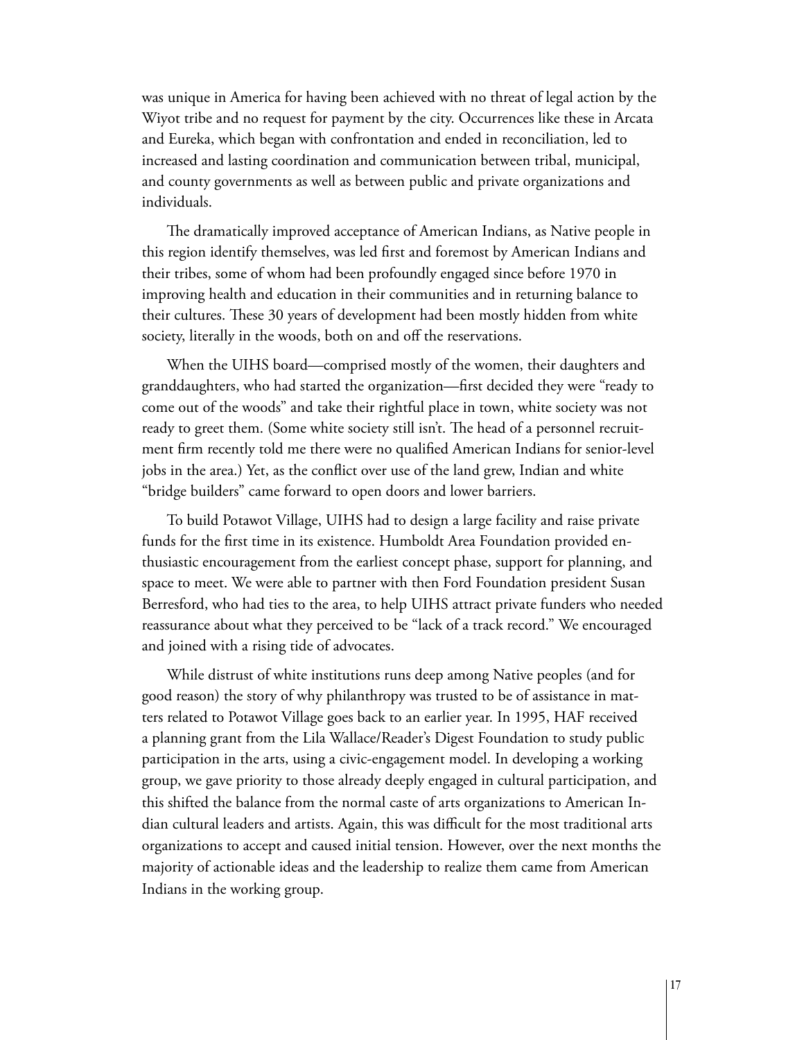was unique in America for having been achieved with no threat of legal action by the Wiyot tribe and no request for payment by the city. Occurrences like these in Arcata and Eureka, which began with confrontation and ended in reconciliation, led to increased and lasting coordination and communication between tribal, municipal, and county governments as well as between public and private organizations and individuals.

The dramatically improved acceptance of American Indians, as Native people in this region identify themselves, was led first and foremost by American Indians and their tribes, some of whom had been profoundly engaged since before 1970 in improving health and education in their communities and in returning balance to their cultures. These 30 years of development had been mostly hidden from white society, literally in the woods, both on and off the reservations.

When the UIHS board—comprised mostly of the women, their daughters and granddaughters, who had started the organization—first decided they were "ready to come out of the woods" and take their rightful place in town, white society was not ready to greet them. (Some white society still isn't. The head of a personnel recruitment firm recently told me there were no qualified American Indians for senior-level jobs in the area.) Yet, as the conflict over use of the land grew, Indian and white "bridge builders" came forward to open doors and lower barriers.

To build Potawot Village, UIHS had to design a large facility and raise private funds for the first time in its existence. Humboldt Area Foundation provided enthusiastic encouragement from the earliest concept phase, support for planning, and space to meet. We were able to partner with then Ford Foundation president Susan Berresford, who had ties to the area, to help UIHS attract private funders who needed reassurance about what they perceived to be "lack of a track record." We encouraged and joined with a rising tide of advocates.

While distrust of white institutions runs deep among Native peoples (and for good reason) the story of why philanthropy was trusted to be of assistance in matters related to Potawot Village goes back to an earlier year. In 1995, HAF received a planning grant from the Lila Wallace/Reader's Digest Foundation to study public participation in the arts, using a civic-engagement model. In developing a working group, we gave priority to those already deeply engaged in cultural participation, and this shifted the balance from the normal caste of arts organizations to American Indian cultural leaders and artists. Again, this was difficult for the most traditional arts organizations to accept and caused initial tension. However, over the next months the majority of actionable ideas and the leadership to realize them came from American Indians in the working group.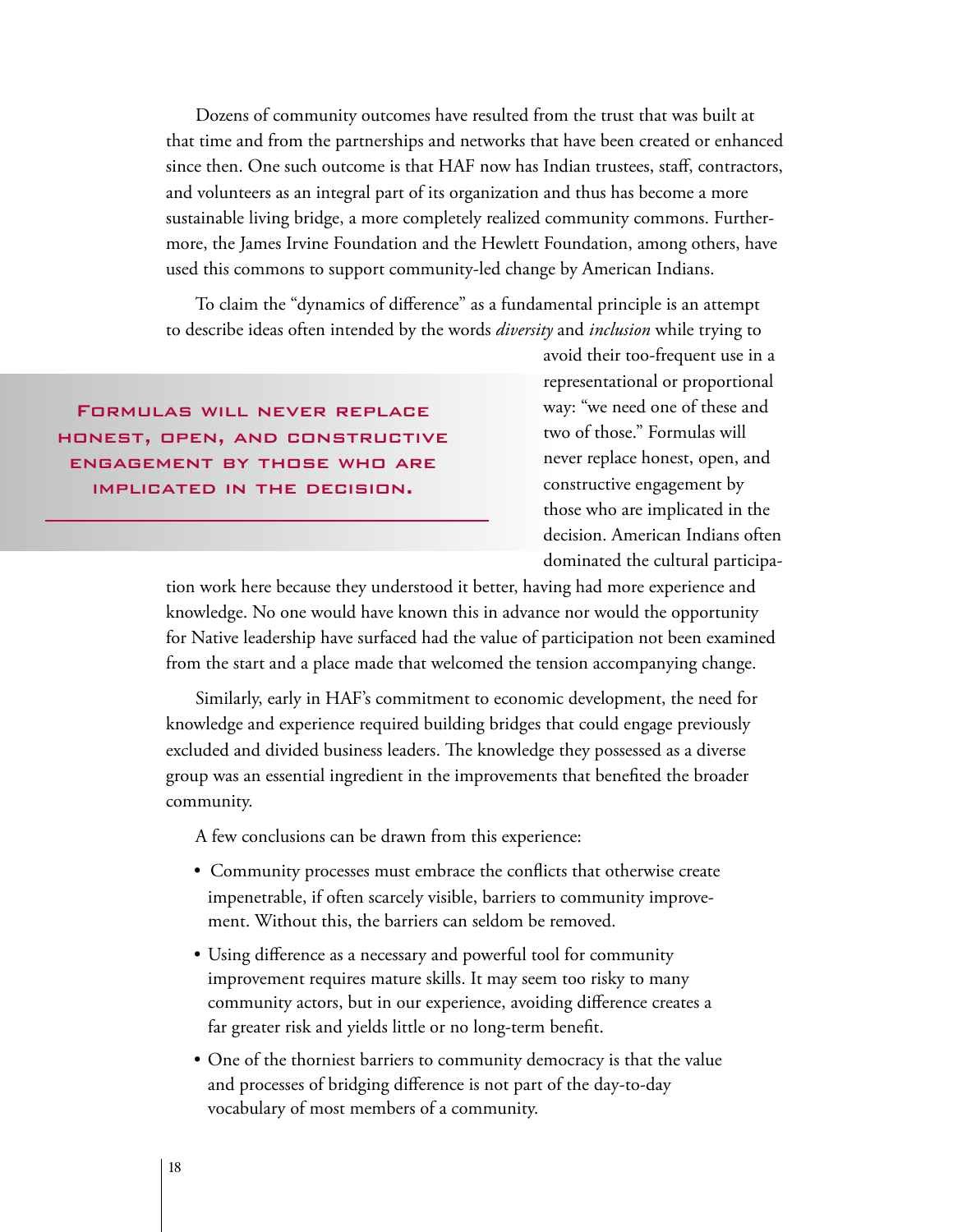Dozens of community outcomes have resulted from the trust that was built at that time and from the partnerships and networks that have been created or enhanced since then. One such outcome is that HAF now has Indian trustees, staff, contractors, and volunteers as an integral part of its organization and thus has become a more sustainable living bridge, a more completely realized community commons. Furthermore, the James Irvine Foundation and the Hewlett Foundation, among others, have used this commons to support community-led change by American Indians.

To claim the "dynamics of difference" as a fundamental principle is an attempt to describe ideas often intended by the words *diversity* and *inclusion* while trying to avoid their too-frequent use in a representational or proportional way: "we need one of these and two of those." Formulas will never replace honest, open, and constructive engagement by those who are implicated in the decision. American Indians often dominated the cultural participation work here because they understood it better, having had more experience and knowledge. No one would have known this in advance nor would the opportunity for Native leadership have surfaced had the value of participation not been examined from the start and a place made that welcomed the tension accompanying change.

> **Formulas will never replace honest, open, and constructive engagement by those who are implicated in the decision.**

Similarly, early in HAF's commitment to economic development, the need for knowledge and experience required building bridges that could engage previously excluded and divided business leaders. The knowledge they possessed as a diverse group was an essential ingredient in the improvements that benefited the broader community.

A few conclusions can be drawn from this experience:

- Community processes must embrace the conflicts that otherwise create impenetrable, if often scarcely visible, barriers to community improvement. Without this, the barriers can seldom be removed.
- Using difference as a necessary and powerful tool for community improvement requires mature skills. It may seem too risky to many community actors, but in our experience, avoiding difference creates a far greater risk and yields little or no long-term benefit.
- One of the thorniest barriers to community democracy is that the value and processes of bridging difference is not part of the day-to-day vocabulary of most members of a community.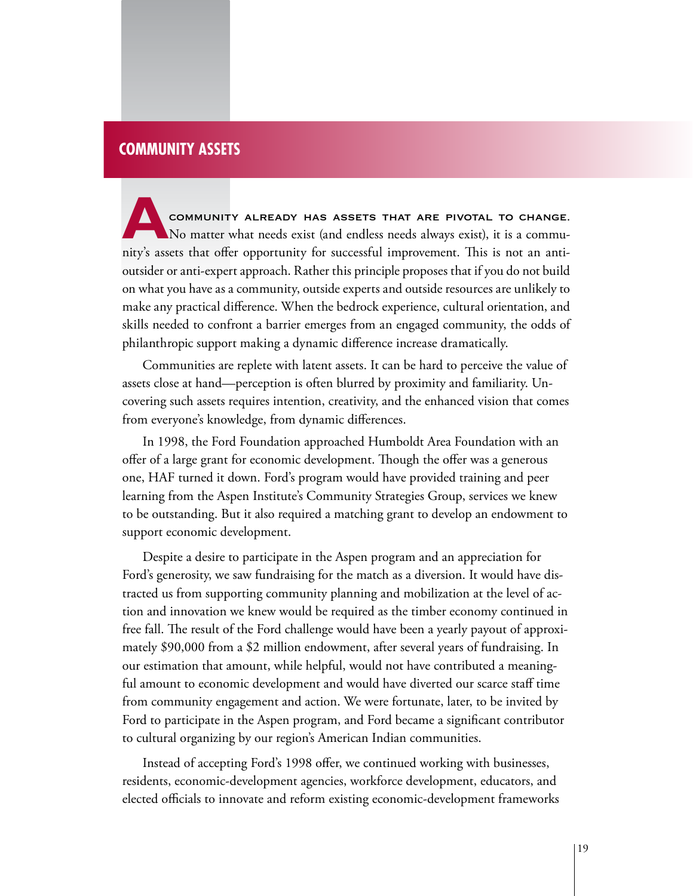## COMMUNITY ASSETS

A COMMUNITY ALREADY HAS ASSETS THAT ARE PIVOTAL TO CHANGE. No matter what needs exist (and endless needs always exist), it is a community's assets that offer opportunity for successful improvement. This is not an anti-outsider or anti-expert approach. Rather this principle proposes that if you do not build on what you have as a community, outside experts and outside resources are unlikely to make any practical difference. When the bedrock experience, cultural orientation, and skills needed to confront a barrier emerges from an engaged community, the odds of philanthropic support making a dynamic difference increase dramatically.

Communities are replete with latent assets. It can be hard to perceive the value of assets close at hand—perception is often blurred by proximity and familiarity. Uncovering such assets requires intention, creativity, and the enhanced vision that comes from everyone's knowledge, from dynamic differences.

In 1998, the Ford Foundation approached Humboldt Area Foundation with an offer of a large grant for economic development. Though the offer was a generous one, HAF turned it down. Ford's program would have provided training and peer learning from the Aspen Institute's Community Strategies Group, services we knew to be outstanding. But it also required a matching grant to develop an endowment to support economic development.

Despite a desire to participate in the Aspen program and an appreciation for Ford's generosity, we saw fundraising for the match as a diversion. It would have distracted us from supporting community planning and mobilization at the level of action and innovation we knew would be required as the timber economy continued in free fall. The result of the Ford challenge would have been a yearly payout of approximately $90,000 from a $2 million endowment, after several years of fundraising. In our estimation that amount, while helpful, would not have contributed a meaningful amount to economic development and would have diverted our scarce staff time from community engagement and action. We were fortunate, later, to be invited by Ford to participate in the Aspen program, and Ford became a significant contributor to cultural organizing by our region's American Indian communities.

Instead of accepting Ford's 1998 offer, we continued working with businesses, residents, economic-development agencies, workforce development, educators, and elected officials to innovate and reform existing economic-development frameworks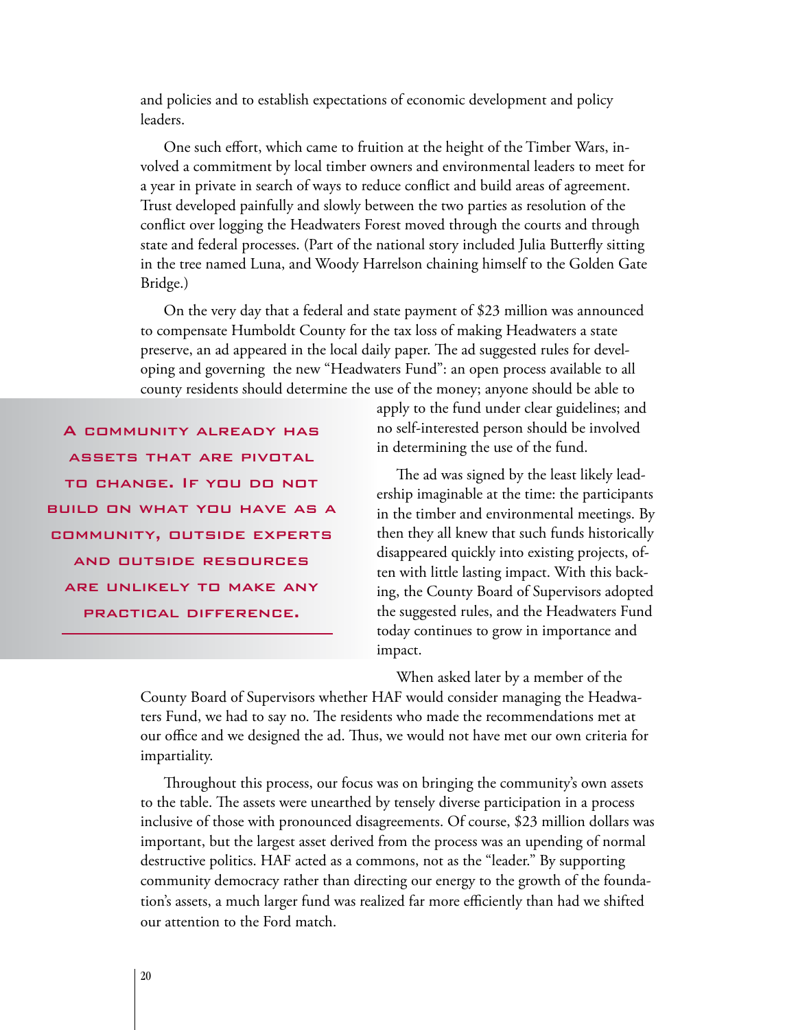and policies and to establish expectations of economic development and policy leaders.

One such effort, which came to fruition at the height of the Timber Wars, involved a commitment by local timber owners and environmental leaders to meet for a year in private in search of ways to reduce conflict and build areas of agreement. Trust developed painfully and slowly between the two parties as resolution of the conflict over logging the Headwaters Forest moved through the courts and through state and federal processes. (Part of the national story included Julia Butterfly sitting in the tree named Luna, and Woody Harrelson chaining himself to the Golden Gate Bridge.)

On the very day that a federal and state payment of $23 million was announced to compensate Humboldt County for the tax loss of making Headwaters a state preserve, an ad appeared in the local daily paper. The ad suggested rules for developing and governing the new "Headwaters Fund": an open process available to all county residents should determine the use of the money; anyone should be able to apply to the fund under clear guidelines; and no self-interested person should be involved in determining the use of the fund.

> **A COMMUNITY ALREADY HAS ASSETS THAT ARE PIVOTAL TO CHANGE. IF YOU DO NOT BUILD ON WHAT YOU HAVE AS A COMMUNITY, OUTSIDE EXPERTS AND OUTSIDE RESOURCES ARE UNLIKELY TO MAKE ANY PRACTICAL DIFFERENCE.**

The ad was signed by the least likely leadership imaginable at the time: the participants in the timber and environmental meetings. By then they all knew that such funds historically disappeared quickly into existing projects, often with little lasting impact. With this backing, the County Board of Supervisors adopted the suggested rules, and the Headwaters Fund today continues to grow in importance and impact.

When asked later by a member of the County Board of Supervisors whether HAF would consider managing the Headwaters Fund, we had to say no. The residents who made the recommendations met at our office and we designed the ad. Thus, we would not have met our own criteria for impartiality.

Throughout this process, our focus was on bringing the community's own assets to the table. The assets were unearthed by tensely diverse participation in a process inclusive of those with pronounced disagreements. Of course, $23 million dollars was important, but the largest asset derived from the process was an upending of normal destructive politics. HAF acted as a commons, not as the "leader." By supporting community democracy rather than directing our energy to the growth of the foundation's assets, a much larger fund was realized far more efficiently than had we shifted our attention to the Ford match.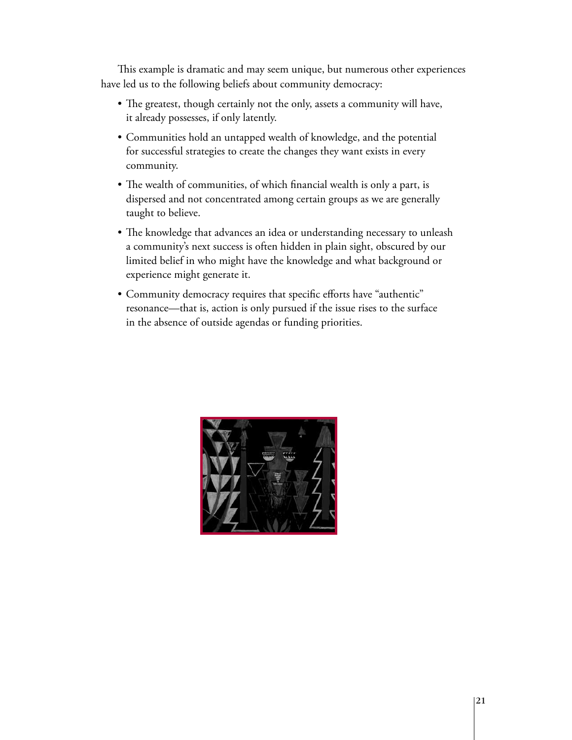This example is dramatic and may seem unique, but numerous other experiences have led us to the following beliefs about community democracy:

- The greatest, though certainly not the only, assets a community will have, it already possesses, if only latently.
- Communities hold an untapped wealth of knowledge, and the potential for successful strategies to create the changes they want exists in every community.
- The wealth of communities, of which financial wealth is only a part, is dispersed and not concentrated among certain groups as we are generally taught to believe.
- The knowledge that advances an idea or understanding necessary to unleash a community's next success is often hidden in plain sight, obscured by our limited belief in who might have the knowledge and what background or experience might generate it.
- Community democracy requires that specific efforts have "authentic" resonance—that is, action is only pursued if the issue rises to the surface in the absence of outside agendas or funding priorities.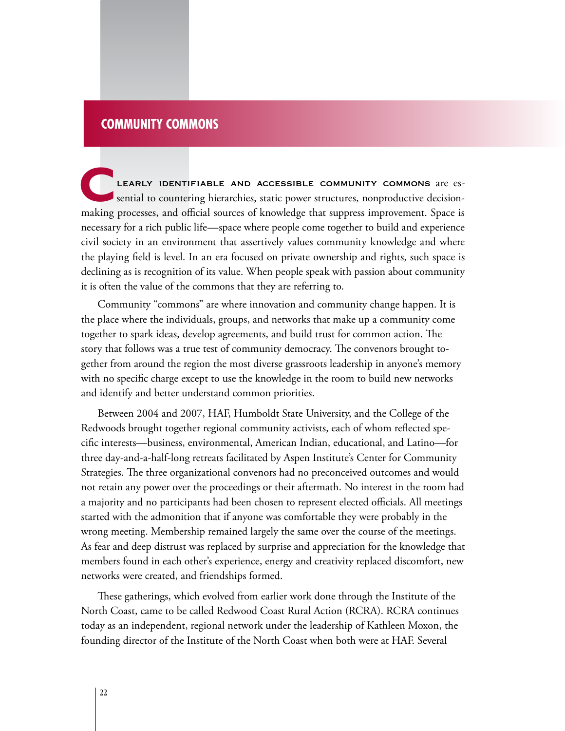## COMMUNITY COMMONS

Clearly identifiable and accessible community commons are essential to countering hierarchies, static power structures, nonproductive decision-making processes, and official sources of knowledge that suppress improvement. Space is necessary for a rich public life—space where people come together to build and experience civil society in an environment that assertively values community knowledge and where the playing field is level. In an era focused on private ownership and rights, such space is declining as is recognition of its value. When people speak with passion about community it is often the value of the commons that they are referring to.

Community "commons" are where innovation and community change happen. It is the place where the individuals, groups, and networks that make up a community come together to spark ideas, develop agreements, and build trust for common action. The story that follows was a true test of community democracy. The convenors brought together from around the region the most diverse grassroots leadership in anyone's memory with no specific charge except to use the knowledge in the room to build new networks and identify and better understand common priorities.

Between 2004 and 2007, HAF, Humboldt State University, and the College of the Redwoods brought together regional community activists, each of whom reflected specific interests—business, environmental, American Indian, educational, and Latino—for three day-and-a-half-long retreats facilitated by Aspen Institute's Center for Community Strategies. The three organizational convenors had no preconceived outcomes and would not retain any power over the proceedings or their aftermath. No interest in the room had a majority and no participants had been chosen to represent elected officials. All meetings started with the admonition that if anyone was comfortable they were probably in the wrong meeting. Membership remained largely the same over the course of the meetings. As fear and deep distrust was replaced by surprise and appreciation for the knowledge that members found in each other's experience, energy and creativity replaced discomfort, new networks were created, and friendships formed.

These gatherings, which evolved from earlier work done through the Institute of the North Coast, came to be called Redwood Coast Rural Action (RCRA). RCRA continues today as an independent, regional network under the leadership of Kathleen Moxon, the founding director of the Institute of the North Coast when both were at HAF. Several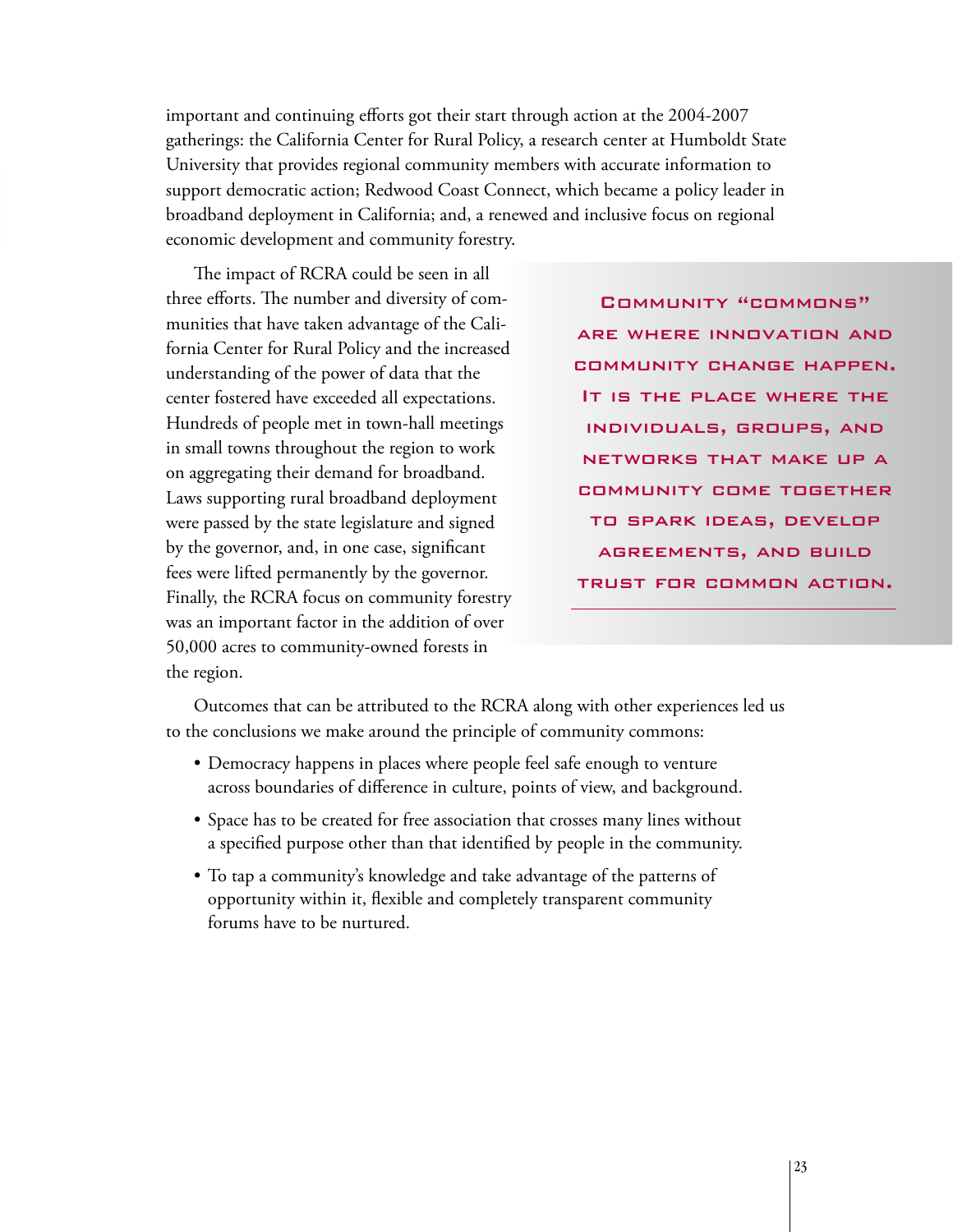important and continuing efforts got their start through action at the 2004-2007 gatherings: the California Center for Rural Policy, a research center at Humboldt State University that provides regional community members with accurate information to support democratic action; Redwood Coast Connect, which became a policy leader in broadband deployment in California; and, a renewed and inclusive focus on regional economic development and community forestry.

The impact of RCRA could be seen in all three efforts. The number and diversity of communities that have taken advantage of the California Center for Rural Policy and the increased understanding of the power of data that the center fostered have exceeded all expectations. Hundreds of people met in town-hall meetings in small towns throughout the region to work on aggregating their demand for broadband. Laws supporting rural broadband deployment were passed by the state legislature and signed by the governor, and, in one case, significant fees were lifted permanently by the governor. Finally, the RCRA focus on community forestry was an important factor in the addition of over 50,000 acres to community-owned forests in the region.

> **COMMUNITY "COMMONS" ARE WHERE INNOVATION AND COMMUNITY CHANGE HAPPEN. IT IS THE PLACE WHERE THE INDIVIDUALS, GROUPS, AND NETWORKS THAT MAKE UP A COMMUNITY COME TOGETHER TO SPARK IDEAS, DEVELOP AGREEMENTS, AND BUILD TRUST FOR COMMON ACTION.**

Outcomes that can be attributed to the RCRA along with other experiences led us to the conclusions we make around the principle of community commons:

- Democracy happens in places where people feel safe enough to venture across boundaries of difference in culture, points of view, and background.
- Space has to be created for free association that crosses many lines without a specified purpose other than that identified by people in the community.
- To tap a community's knowledge and take advantage of the patterns of opportunity within it, flexible and completely transparent community forums have to be nurtured.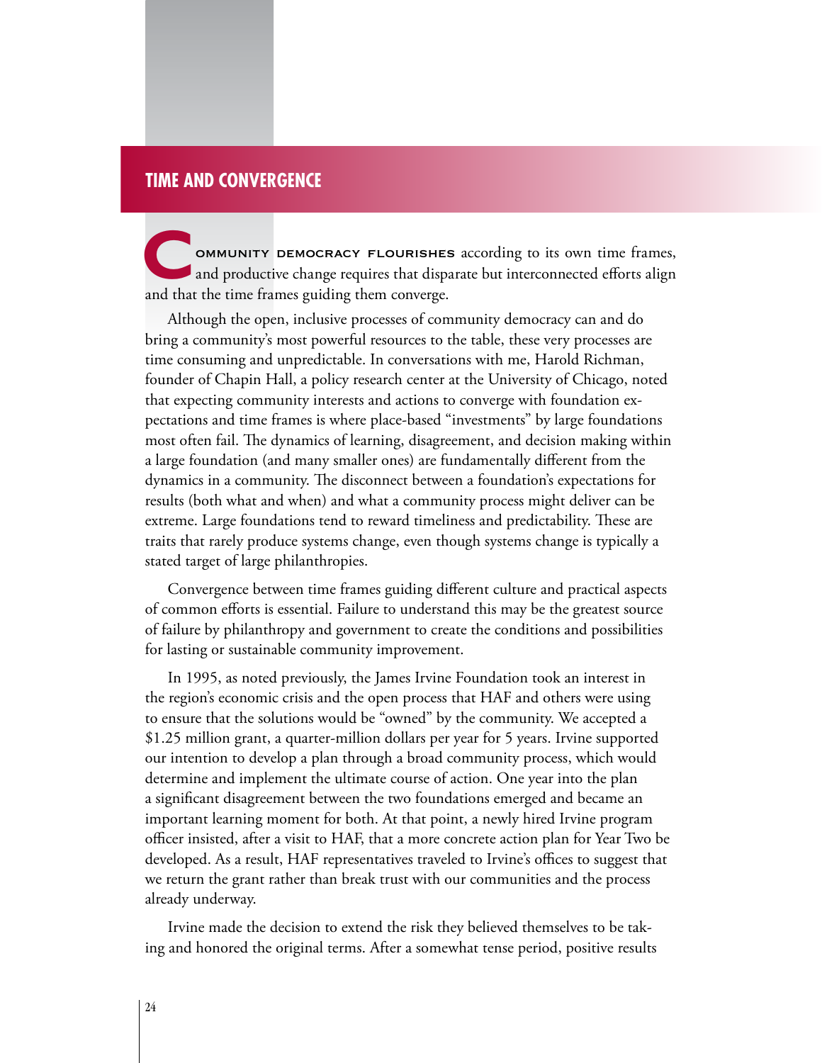## TIME AND CONVERGENCE

Community democracy flourishes according to its own time frames, and productive change requires that disparate but interconnected efforts align and that the time frames guiding them converge.

Although the open, inclusive processes of community democracy can and do bring a community's most powerful resources to the table, these very processes are time consuming and unpredictable. In conversations with me, Harold Richman, founder of Chapin Hall, a policy research center at the University of Chicago, noted that expecting community interests and actions to converge with foundation expectations and time frames is where place-based "investments" by large foundations most often fail. The dynamics of learning, disagreement, and decision making within a large foundation (and many smaller ones) are fundamentally different from the dynamics in a community. The disconnect between a foundation's expectations for results (both what and when) and what a community process might deliver can be extreme. Large foundations tend to reward timeliness and predictability. These are traits that rarely produce systems change, even though systems change is typically a stated target of large philanthropies.

Convergence between time frames guiding different culture and practical aspects of common efforts is essential. Failure to understand this may be the greatest source of failure by philanthropy and government to create the conditions and possibilities for lasting or sustainable community improvement.

In 1995, as noted previously, the James Irvine Foundation took an interest in the region's economic crisis and the open process that HAF and others were using to ensure that the solutions would be "owned" by the community. We accepted a $1.25 million grant, a quarter-million dollars per year for 5 years. Irvine supported our intention to develop a plan through a broad community process, which would determine and implement the ultimate course of action. One year into the plan a significant disagreement between the two foundations emerged and became an important learning moment for both. At that point, a newly hired Irvine program officer insisted, after a visit to HAF, that a more concrete action plan for Year Two be developed. As a result, HAF representatives traveled to Irvine's offices to suggest that we return the grant rather than break trust with our communities and the process already underway.

Irvine made the decision to extend the risk they believed themselves to be taking and honored the original terms. After a somewhat tense period, positive results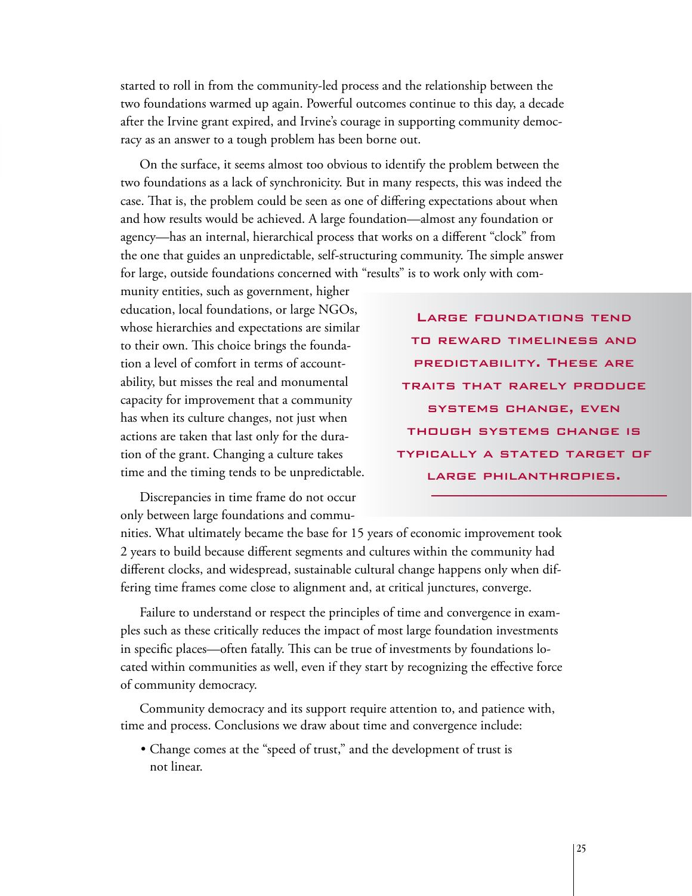started to roll in from the community-led process and the relationship between the two foundations warmed up again. Powerful outcomes continue to this day, a decade after the Irvine grant expired, and Irvine's courage in supporting community democracy as an answer to a tough problem has been borne out.

On the surface, it seems almost too obvious to identify the problem between the two foundations as a lack of synchronicity. But in many respects, this was indeed the case. That is, the problem could be seen as one of differing expectations about when and how results would be achieved. A large foundation—almost any foundation or agency—has an internal, hierarchical process that works on a different "clock" from the one that guides an unpredictable, self-structuring community. The simple answer for large, outside foundations concerned with "results" is to work only with community entities, such as government, higher education, local foundations, or large NGOs, whose hierarchies and expectations are similar to their own. This choice brings the foundation a level of comfort in terms of accountability, but misses the real and monumental capacity for improvement that a community has when its culture changes, not just when actions are taken that last only for the duration of the grant. Changing a culture takes time and the timing tends to be unpredictable.

> **Large foundations tend to reward timeliness and predictability. These are traits that rarely produce systems change, even though systems change is typically a stated target of large philanthropies.**

Discrepancies in time frame do not occur only between large foundations and communities. What ultimately became the base for 15 years of economic improvement took 2 years to build because different segments and cultures within the community had different clocks, and widespread, sustainable cultural change happens only when differing time frames come close to alignment and, at critical junctures, converge.

Failure to understand or respect the principles of time and convergence in examples such as these critically reduces the impact of most large foundation investments in specific places—often fatally. This can be true of investments by foundations located within communities as well, even if they start by recognizing the effective force of community democracy.

Community democracy and its support require attention to, and patience with, time and process. Conclusions we draw about time and convergence include:

- Change comes at the "speed of trust," and the development of trust is not linear.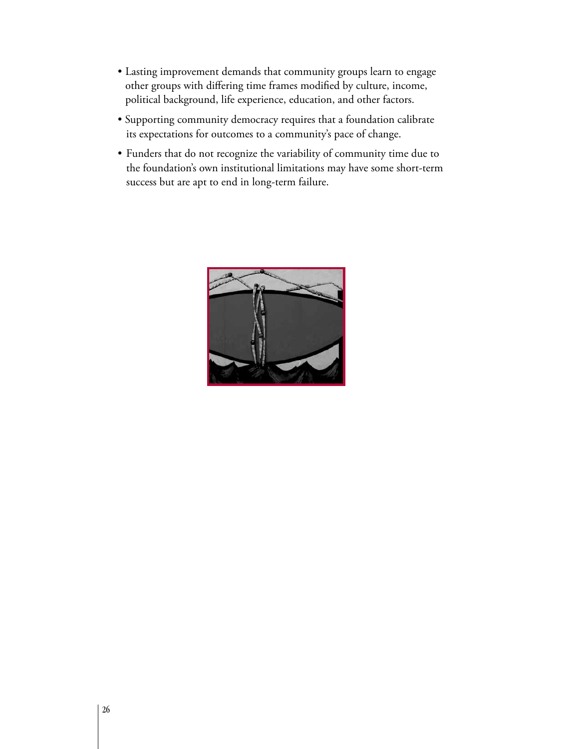- Lasting improvement demands that community groups learn to engage other groups with differing time frames modified by culture, income, political background, life experience, education, and other factors.
- Supporting community democracy requires that a foundation calibrate its expectations for outcomes to a community's pace of change.
- Funders that do not recognize the variability of community time due to the foundation's own institutional limitations may have some short-term success but are apt to end in long-term failure.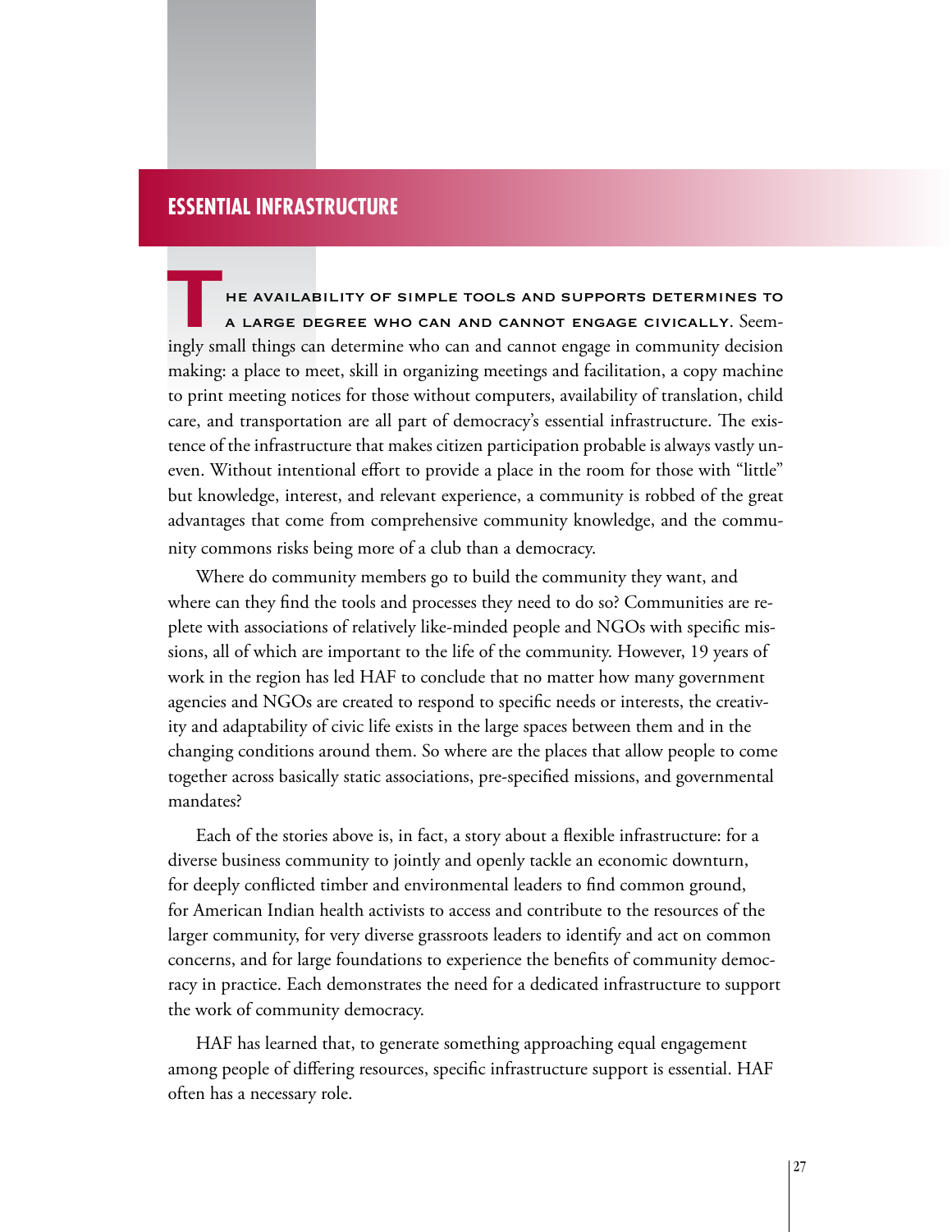## ESSENTIAL INFRASTRUCTURE

**The availability of simple tools and supports determines to a large degree who can and cannot engage civically.** Seemingly small things can determine who can and cannot engage in community decision making: a place to meet, skill in organizing meetings and facilitation, a copy machine to print meeting notices for those without computers, availability of translation, child care, and transportation are all part of democracy's essential infrastructure. The existence of the infrastructure that makes citizen participation probable is always vastly uneven. Without intentional effort to provide a place in the room for those with "little" but knowledge, interest, and relevant experience, a community is robbed of the great advantages that come from comprehensive community knowledge, and the community commons risks being more of a club than a democracy.

Where do community members go to build the community they want, and where can they find the tools and processes they need to do so? Communities are replete with associations of relatively like-minded people and NGOs with specific missions, all of which are important to the life of the community. However, 19 years of work in the region has led HAF to conclude that no matter how many government agencies and NGOs are created to respond to specific needs or interests, the creativity and adaptability of civic life exists in the large spaces between them and in the changing conditions around them. So where are the places that allow people to come together across basically static associations, pre-specified missions, and governmental mandates?

Each of the stories above is, in fact, a story about a flexible infrastructure: for a diverse business community to jointly and openly tackle an economic downturn, for deeply conflicted timber and environmental leaders to find common ground, for American Indian health activists to access and contribute to the resources of the larger community, for very diverse grassroots leaders to identify and act on common concerns, and for large foundations to experience the benefits of community democracy in practice. Each demonstrates the need for a dedicated infrastructure to support the work of community democracy.

HAF has learned that, to generate something approaching equal engagement among people of differing resources, specific infrastructure support is essential. HAF often has a necessary role.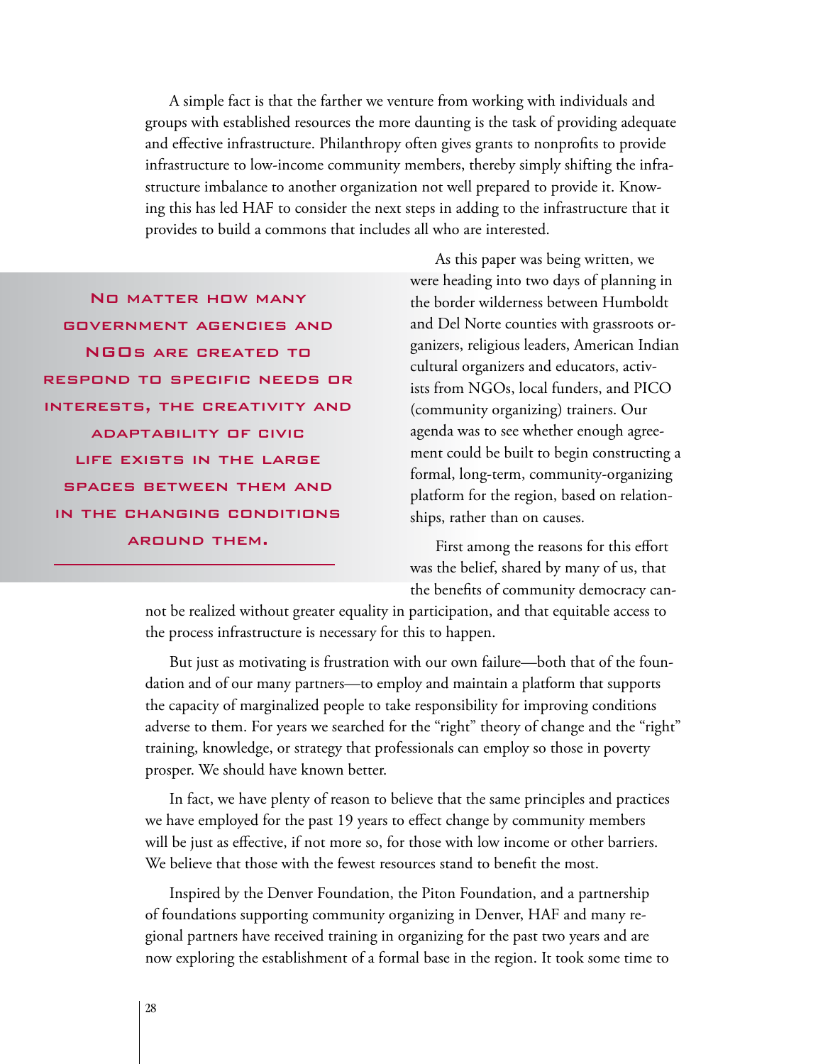A simple fact is that the farther we venture from working with individuals and groups with established resources the more daunting is the task of providing adequate and effective infrastructure. Philanthropy often gives grants to nonprofits to provide infrastructure to low-income community members, thereby simply shifting the infrastructure imbalance to another organization not well prepared to provide it. Knowing this has led HAF to consider the next steps in adding to the infrastructure that it provides to build a commons that includes all who are interested.

> **No matter how many government agencies and NGOs are created to respond to specific needs or interests, the creativity and adaptability of civic life exists in the large spaces between them and in the changing conditions around them.**

As this paper was being written, we were heading into two days of planning in the border wilderness between Humboldt and Del Norte counties with grassroots organizers, religious leaders, American Indian cultural organizers and educators, activists from NGOs, local funders, and PICO (community organizing) trainers. Our agenda was to see whether enough agreement could be built to begin constructing a formal, long-term, community-organizing platform for the region, based on relationships, rather than on causes.

First among the reasons for this effort was the belief, shared by many of us, that the benefits of community democracy cannot be realized without greater equality in participation, and that equitable access to the process infrastructure is necessary for this to happen.

But just as motivating is frustration with our own failure—both that of the foundation and of our many partners—to employ and maintain a platform that supports the capacity of marginalized people to take responsibility for improving conditions adverse to them. For years we searched for the "right" theory of change and the "right" training, knowledge, or strategy that professionals can employ so those in poverty prosper. We should have known better.

In fact, we have plenty of reason to believe that the same principles and practices we have employed for the past 19 years to effect change by community members will be just as effective, if not more so, for those with low income or other barriers. We believe that those with the fewest resources stand to benefit the most.

Inspired by the Denver Foundation, the Piton Foundation, and a partnership of foundations supporting community organizing in Denver, HAF and many regional partners have received training in organizing for the past two years and are now exploring the establishment of a formal base in the region. It took some time to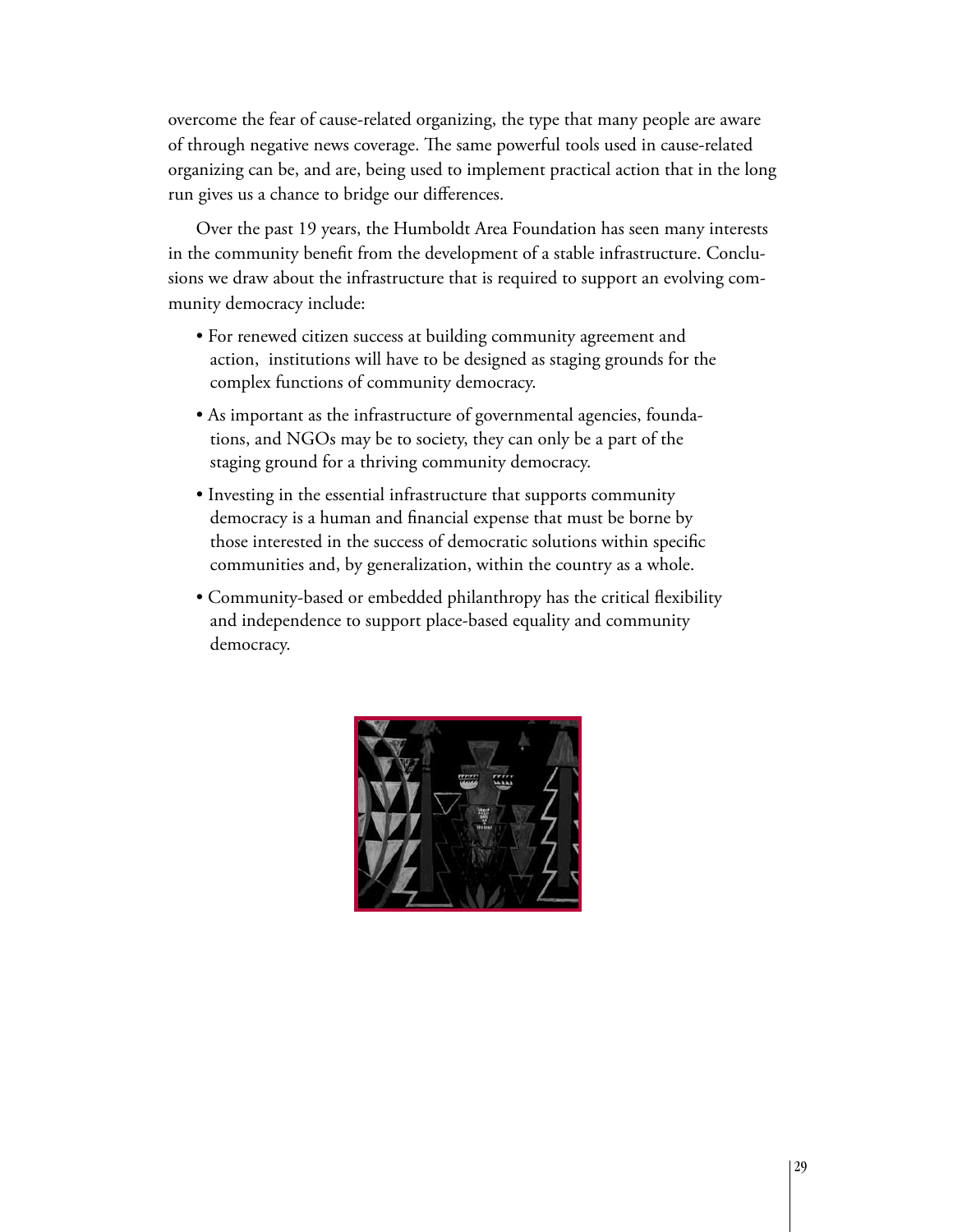overcome the fear of cause-related organizing, the type that many people are aware of through negative news coverage. The same powerful tools used in cause-related organizing can be, and are, being used to implement practical action that in the long run gives us a chance to bridge our differences.

Over the past 19 years, the Humboldt Area Foundation has seen many interests in the community benefit from the development of a stable infrastructure. Conclusions we draw about the infrastructure that is required to support an evolving community democracy include:

- For renewed citizen success at building community agreement and action, institutions will have to be designed as staging grounds for the complex functions of community democracy.
- As important as the infrastructure of governmental agencies, foundations, and NGOs may be to society, they can only be a part of the staging ground for a thriving community democracy.
- Investing in the essential infrastructure that supports community democracy is a human and financial expense that must be borne by those interested in the success of democratic solutions within specific communities and, by generalization, within the country as a whole.
- Community-based or embedded philanthropy has the critical flexibility and independence to support place-based equality and community democracy.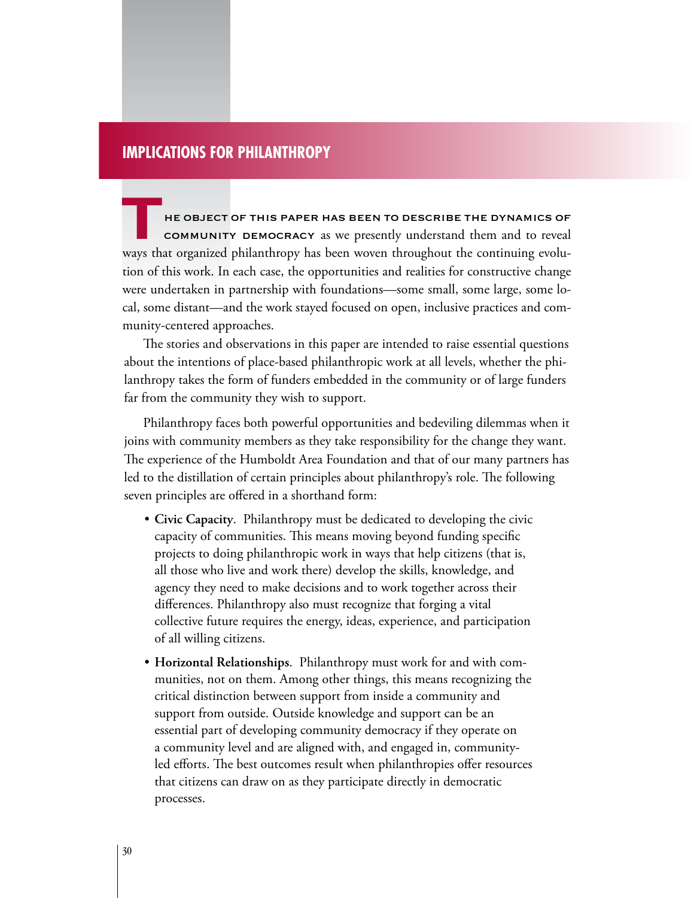## IMPLICATIONS FOR PHILANTHROPY

THE OBJECT OF THIS PAPER HAS BEEN TO DESCRIBE THE DYNAMICS OF COMMUNITY DEMOCRACY as we presently understand them and to reveal ways that organized philanthropy has been woven throughout the continuing evolution of this work. In each case, the opportunities and realities for constructive change were undertaken in partnership with foundations—some small, some large, some local, some distant—and the work stayed focused on open, inclusive practices and community-centered approaches.

The stories and observations in this paper are intended to raise essential questions about the intentions of place-based philanthropic work at all levels, whether the philanthropy takes the form of funders embedded in the community or of large funders far from the community they wish to support.

Philanthropy faces both powerful opportunities and bedeviling dilemmas when it joins with community members as they take responsibility for the change they want. The experience of the Humboldt Area Foundation and that of our many partners has led to the distillation of certain principles about philanthropy's role. The following seven principles are offered in a shorthand form:

- **Civic Capacity**. Philanthropy must be dedicated to developing the civic capacity of communities. This means moving beyond funding specific projects to doing philanthropic work in ways that help citizens (that is, all those who live and work there) develop the skills, knowledge, and agency they need to make decisions and to work together across their differences. Philanthropy also must recognize that forging a vital collective future requires the energy, ideas, experience, and participation of all willing citizens.
- **Horizontal Relationships**. Philanthropy must work for and with communities, not on them. Among other things, this means recognizing the critical distinction between support from inside a community and support from outside. Outside knowledge and support can be an essential part of developing community democracy if they operate on a community level and are aligned with, and engaged in, community-led efforts. The best outcomes result when philanthropies offer resources that citizens can draw on as they participate directly in democratic processes.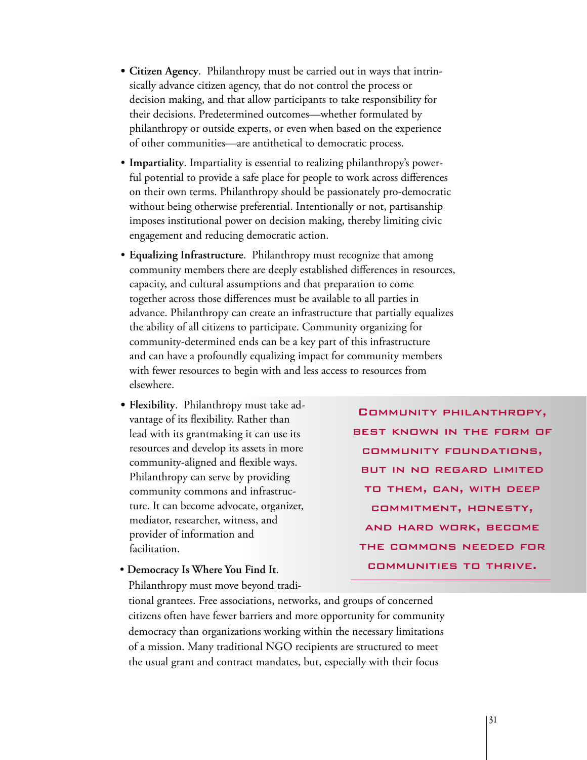- **Citizen Agency**. Philanthropy must be carried out in ways that intrinsically advance citizen agency, that do not control the process or decision making, and that allow participants to take responsibility for their decisions. Predetermined outcomes—whether formulated by philanthropy or outside experts, or even when based on the experience of other communities—are antithetical to democratic process.

- **Impartiality**. Impartiality is essential to realizing philanthropy's powerful potential to provide a safe place for people to work across differences on their own terms. Philanthropy should be passionately pro-democratic without being otherwise preferential. Intentionally or not, partisanship imposes institutional power on decision making, thereby limiting civic engagement and reducing democratic action.

- **Equalizing Infrastructure**. Philanthropy must recognize that among community members there are deeply established differences in resources, capacity, and cultural assumptions and that preparation to come together across those differences must be available to all parties in advance. Philanthropy can create an infrastructure that partially equalizes the ability of all citizens to participate. Community organizing for community-determined ends can be a key part of this infrastructure and can have a profoundly equalizing impact for community members with fewer resources to begin with and less access to resources from elsewhere.

- **Flexibility**. Philanthropy must take advantage of its flexibility. Rather than lead with its grantmaking it can use its resources and develop its assets in more community-aligned and flexible ways. Philanthropy can serve by providing community commons and infrastructure. It can become advocate, organizer, mediator, researcher, witness, and provider of information and facilitation.

- **Democracy Is Where You Find It**. Philanthropy must move beyond traditional grantees. Free associations, networks, and groups of concerned citizens often have fewer barriers and more opportunity for community democracy than organizations working within the necessary limitations of a mission. Many traditional NGO recipients are structured to meet the usual grant and contract mandates, but, especially with their focus

> COMMUNITY PHILANTHROPY, BEST KNOWN IN THE FORM OF COMMUNITY FOUNDATIONS, BUT IN NO REGARD LIMITED TO THEM, CAN, WITH DEEP COMMITMENT, HONESTY, AND HARD WORK, BECOME THE COMMONS NEEDED FOR COMMUNITIES TO THRIVE.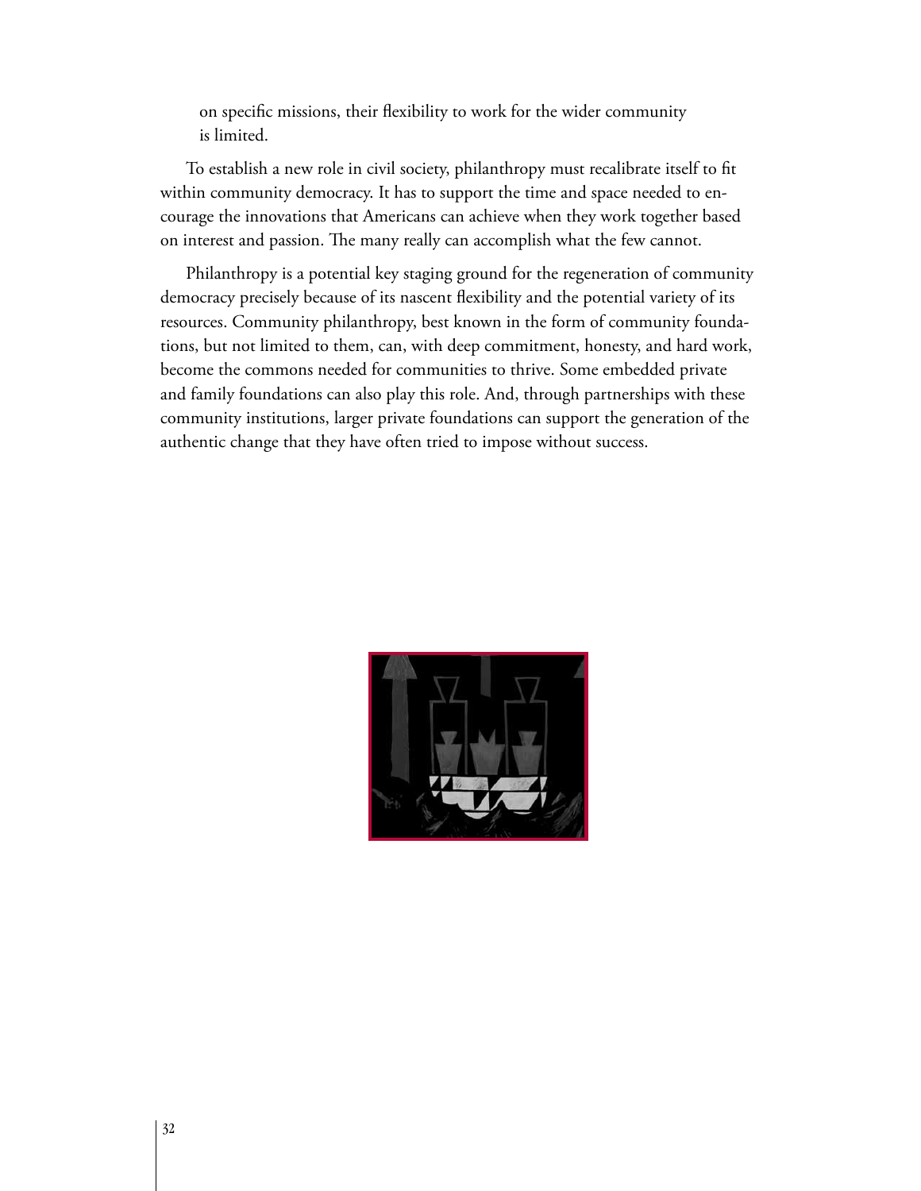on specific missions, their flexibility to work for the wider community is limited.

To establish a new role in civil society, philanthropy must recalibrate itself to fit within community democracy. It has to support the time and space needed to encourage the innovations that Americans can achieve when they work together based on interest and passion. The many really can accomplish what the few cannot.

Philanthropy is a potential key staging ground for the regeneration of community democracy precisely because of its nascent flexibility and the potential variety of its resources. Community philanthropy, best known in the form of community foundations, but not limited to them, can, with deep commitment, honesty, and hard work, become the commons needed for communities to thrive. Some embedded private and family foundations can also play this role. And, through partnerships with these community institutions, larger private foundations can support the generation of the authentic change that they have often tried to impose without success.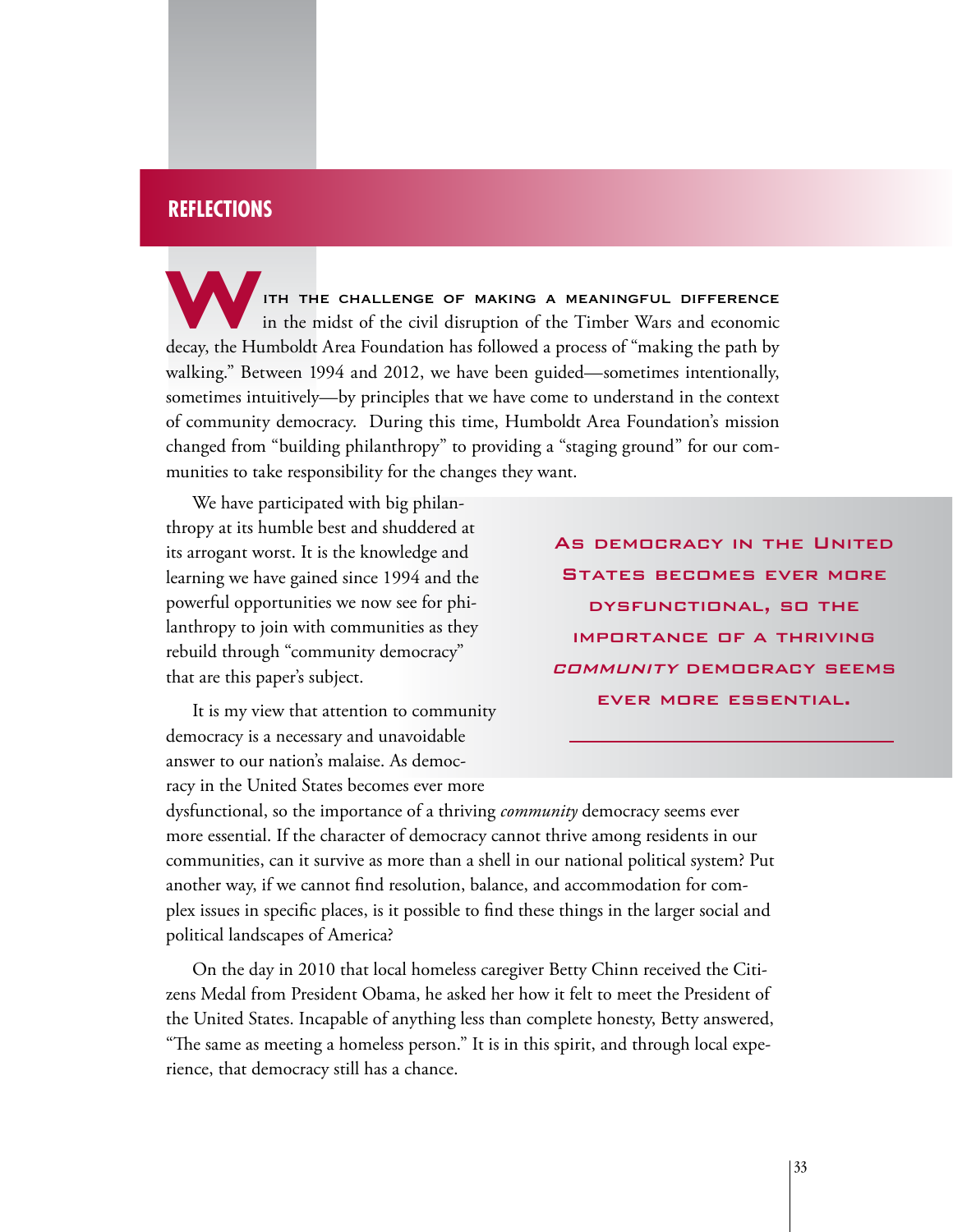## REFLECTIONS

With the challenge of making a meaningful difference in the midst of the civil disruption of the Timber Wars and economic decay, the Humboldt Area Foundation has followed a process of "making the path by walking." Between 1994 and 2012, we have been guided—sometimes intentionally, sometimes intuitively—by principles that we have come to understand in the context of community democracy. During this time, Humboldt Area Foundation's mission changed from "building philanthropy" to providing a "staging ground" for our communities to take responsibility for the changes they want.

We have participated with big philanthropy at its humble best and shuddered at its arrogant worst. It is the knowledge and learning we have gained since 1994 and the powerful opportunities we now see for philanthropy to join with communities as they rebuild through "community democracy" that are this paper's subject.

> As democracy in the United States becomes ever more dysfunctional, so the importance of a thriving *community* democracy seems ever more essential.

It is my view that attention to community democracy is a necessary and unavoidable answer to our nation's malaise. As democracy in the United States becomes ever more dysfunctional, so the importance of a thriving *community* democracy seems ever more essential. If the character of democracy cannot thrive among residents in our communities, can it survive as more than a shell in our national political system? Put another way, if we cannot find resolution, balance, and accommodation for complex issues in specific places, is it possible to find these things in the larger social and political landscapes of America?

On the day in 2010 that local homeless caregiver Betty Chinn received the Citizens Medal from President Obama, he asked her how it felt to meet the President of the United States. Incapable of anything less than complete honesty, Betty answered, "The same as meeting a homeless person." It is in this spirit, and through local experience, that democracy still has a chance.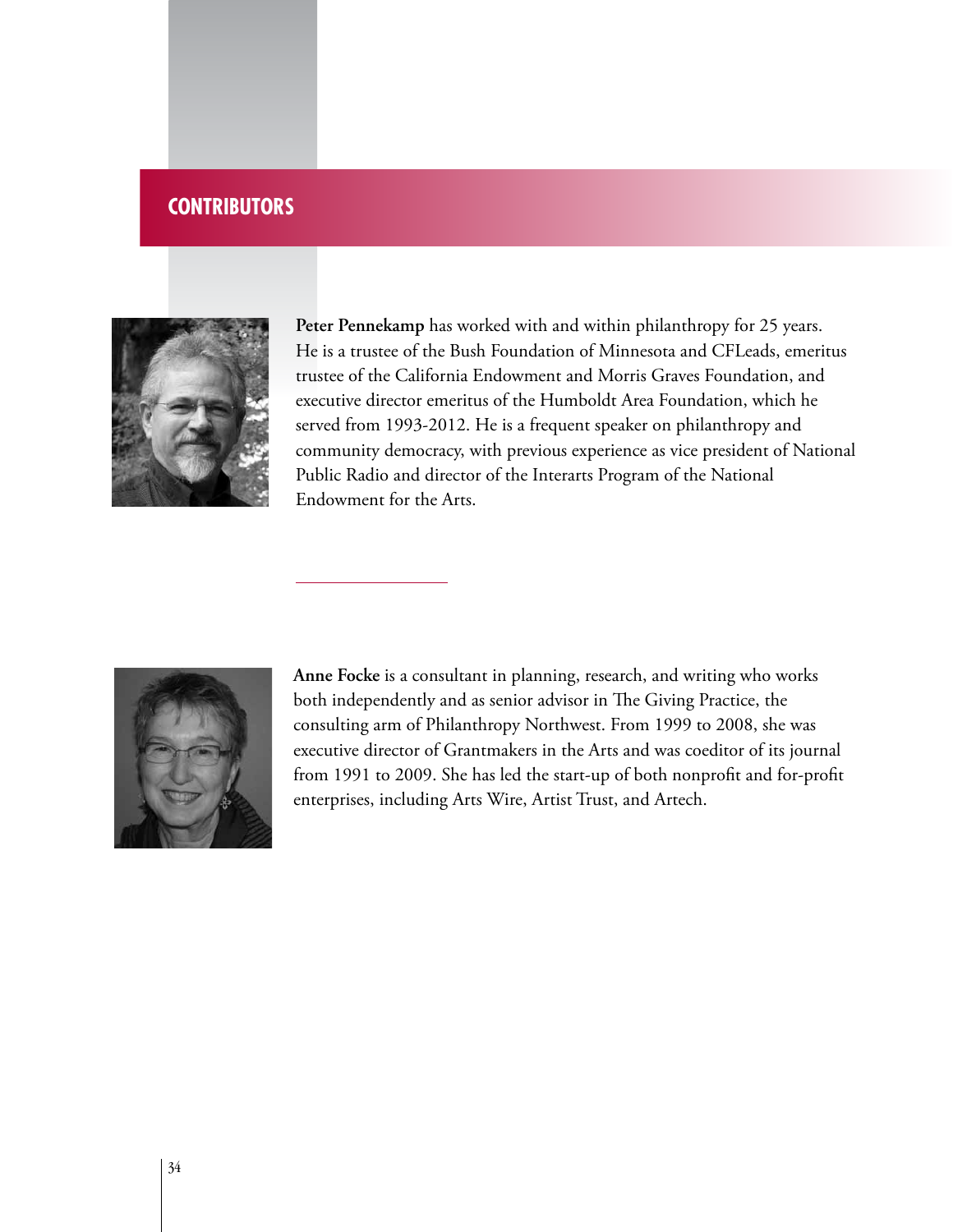# CONTRIBUTORS

**Peter Pennekamp** has worked with and within philanthropy for 25 years. He is a trustee of the Bush Foundation of Minnesota and CFLeads, emeritus trustee of the California Endowment and Morris Graves Foundation, and executive director emeritus of the Humboldt Area Foundation, which he served from 1993-2012. He is a frequent speaker on philanthropy and community democracy, with previous experience as vice president of National Public Radio and director of the Interarts Program of the National Endowment for the Arts.

---

**Anne Focke** is a consultant in planning, research, and writing who works both independently and as senior advisor in The Giving Practice, the consulting arm of Philanthropy Northwest. From 1999 to 2008, she was executive director of Grantmakers in the Arts and was coeditor of its journal from 1991 to 2009. She has led the start-up of both nonprofit and for-profit enterprises, including Arts Wire, Artist Trust, and Artech.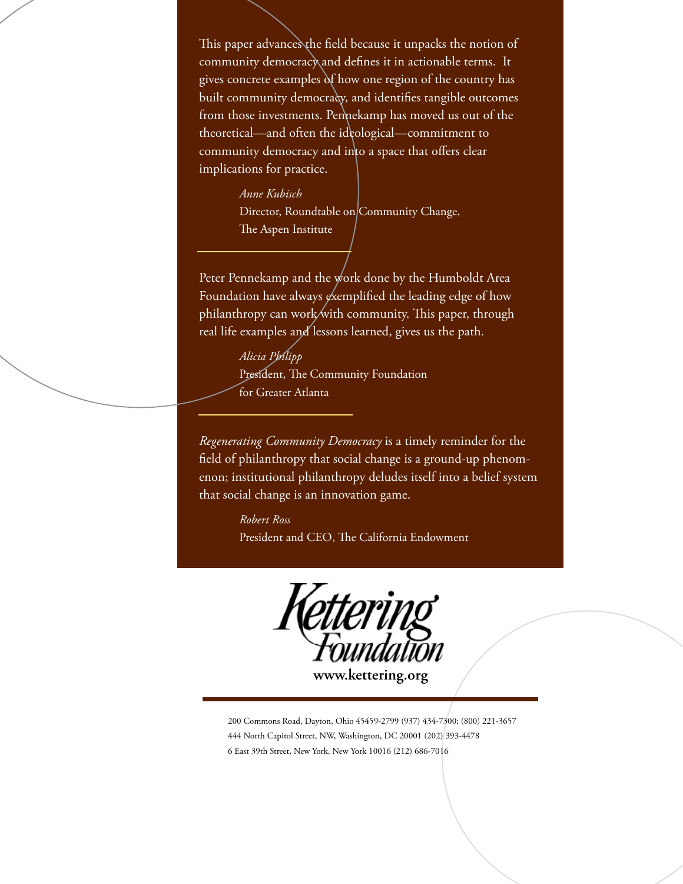This paper advances the field because it unpacks the notion of community democracy and defines it in actionable terms. It gives concrete examples of how one region of the country has built community democracy, and identifies tangible outcomes from those investments. Pennekamp has moved us out of the theoretical—and often the ideological—commitment to community democracy and into a space that offers clear implications for practice.

*Anne Kubisch*
Director, Roundtable on Community Change,
The Aspen Institute

---

Peter Pennekamp and the work done by the Humboldt Area Foundation have always exemplified the leading edge of how philanthropy can work with community. This paper, through real life examples and lessons learned, gives us the path.

*Alicia Philipp*
President, The Community Foundation
for Greater Atlanta

---

*Regenerating Community Democracy* is a timely reminder for the field of philanthropy that social change is a ground-up phenomenon; institutional philanthropy deludes itself into a belief system that social change is an innovation game.

*Robert Ross*
President and CEO, The California Endowment

Kettering Foundation

**www.kettering.org**

200 Commons Road, Dayton, Ohio 45459-2799 (937) 434-7300; (800) 221-3657
444 North Capitol Street, NW, Washington, DC 20001 (202) 393-4478
6 East 39th Street, New York, New York 10016 (212) 686-7016